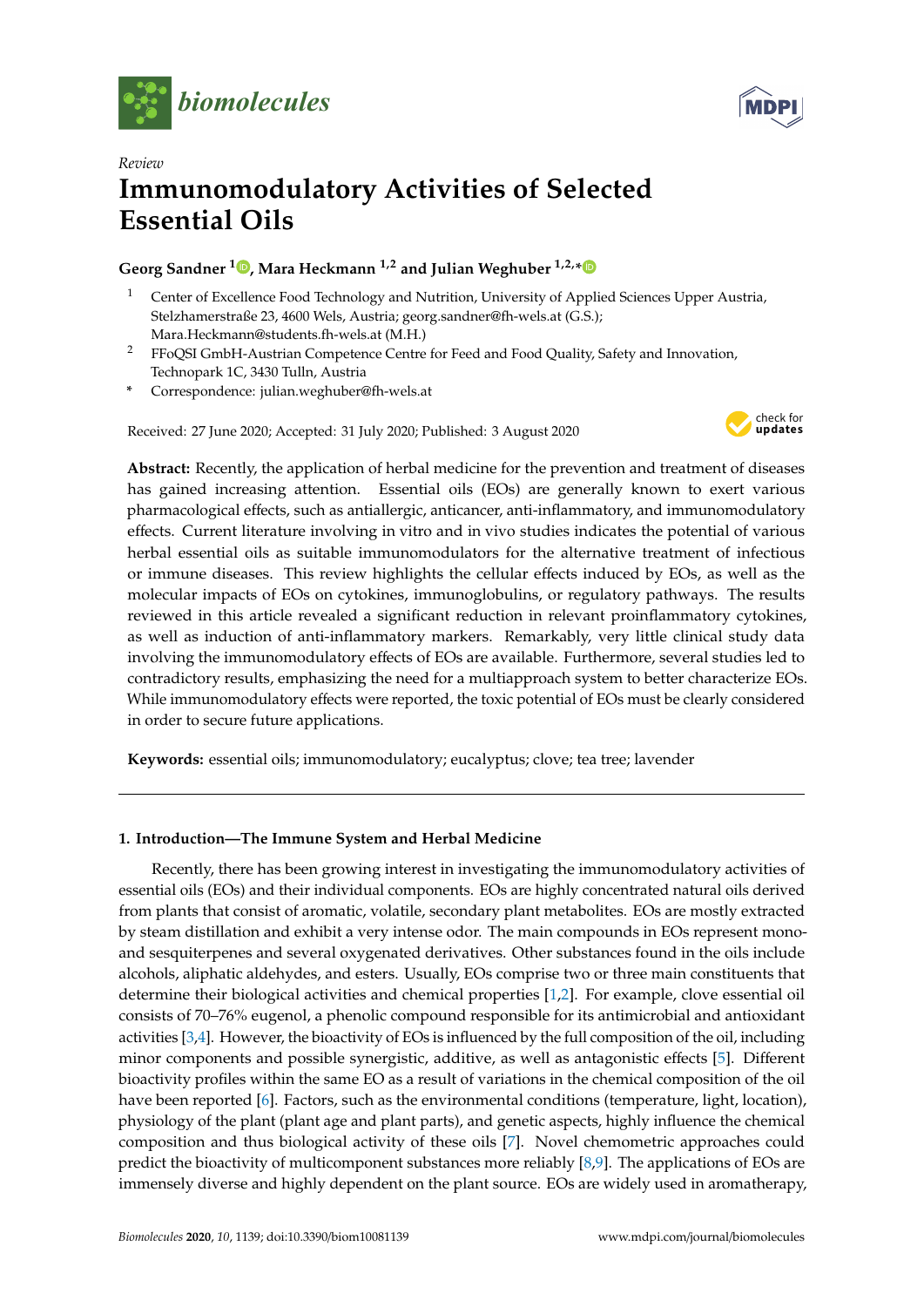*Review*

# Immunomodulatory Activities of Selected Essential Oils

**Georg Sandner [1], Mara Heckmann [1,2] and Julian Weghuber [1,2,*]**

[1] Center of Excellence Food Technology and Nutrition, University of Applied Sciences Upper Austria, Stelzhamerstraße 23, 4600 Wels, Austria; georg.sandner@fh-wels.at (G.S.); Mara.Heckmann@students.fh-wels.at (M.H.)

[2] FFoQSI GmbH-Austrian Competence Centre for Feed and Food Quality, Safety and Innovation, Technopark 1C, 3430 Tulln, Austria

\* Correspondence: julian.weghuber@fh-wels.at

Received: 27 June 2020; Accepted: 31 July 2020; Published: 3 August 2020

**Abstract:** Recently, the application of herbal medicine for the prevention and treatment of diseases has gained increasing attention. Essential oils (EOs) are generally known to exert various pharmacological effects, such as antiallergic, anticancer, anti-inflammatory, and immunomodulatory effects. Current literature involving in vitro and in vivo studies indicates the potential of various herbal essential oils as suitable immunomodulators for the alternative treatment of infectious or immune diseases. This review highlights the cellular effects induced by EOs, as well as the molecular impacts of EOs on cytokines, immunoglobulins, or regulatory pathways. The results reviewed in this article revealed a significant reduction in relevant proinflammatory cytokines, as well as induction of anti-inflammatory markers. Remarkably, very little clinical study data involving the immunomodulatory effects of EOs are available. Furthermore, several studies led to contradictory results, emphasizing the need for a multiapproach system to better characterize EOs. While immunomodulatory effects were reported, the toxic potential of EOs must be clearly considered in order to secure future applications.

**Keywords:** essential oils; immunomodulatory; eucalyptus; clove; tea tree; lavender

## 1. Introduction—The Immune System and Herbal Medicine

Recently, there has been growing interest in investigating the immunomodulatory activities of essential oils (EOs) and their individual components. EOs are highly concentrated natural oils derived from plants that consist of aromatic, volatile, secondary plant metabolites. EOs are mostly extracted by steam distillation and exhibit a very intense odor. The main compounds in EOs represent mono- and sesquiterpenes and several oxygenated derivatives. Other substances found in the oils include alcohols, aliphatic aldehydes, and esters. Usually, EOs comprise two or three main constituents that determine their biological activities and chemical properties [1,2]. For example, clove essential oil consists of 70–76% eugenol, a phenolic compound responsible for its antimicrobial and antioxidant activities [3,4]. However, the bioactivity of EOs is influenced by the full composition of the oil, including minor components and possible synergistic, additive, as well as antagonistic effects [5]. Different bioactivity profiles within the same EO as a result of variations in the chemical composition of the oil have been reported [6]. Factors, such as the environmental conditions (temperature, light, location), physiology of the plant (plant age and plant parts), and genetic aspects, highly influence the chemical composition and thus biological activity of these oils [7]. Novel chemometric approaches could predict the bioactivity of multicomponent substances more reliably [8,9]. The applications of EOs are immensely diverse and highly dependent on the plant source. EOs are widely used in aromatherapy,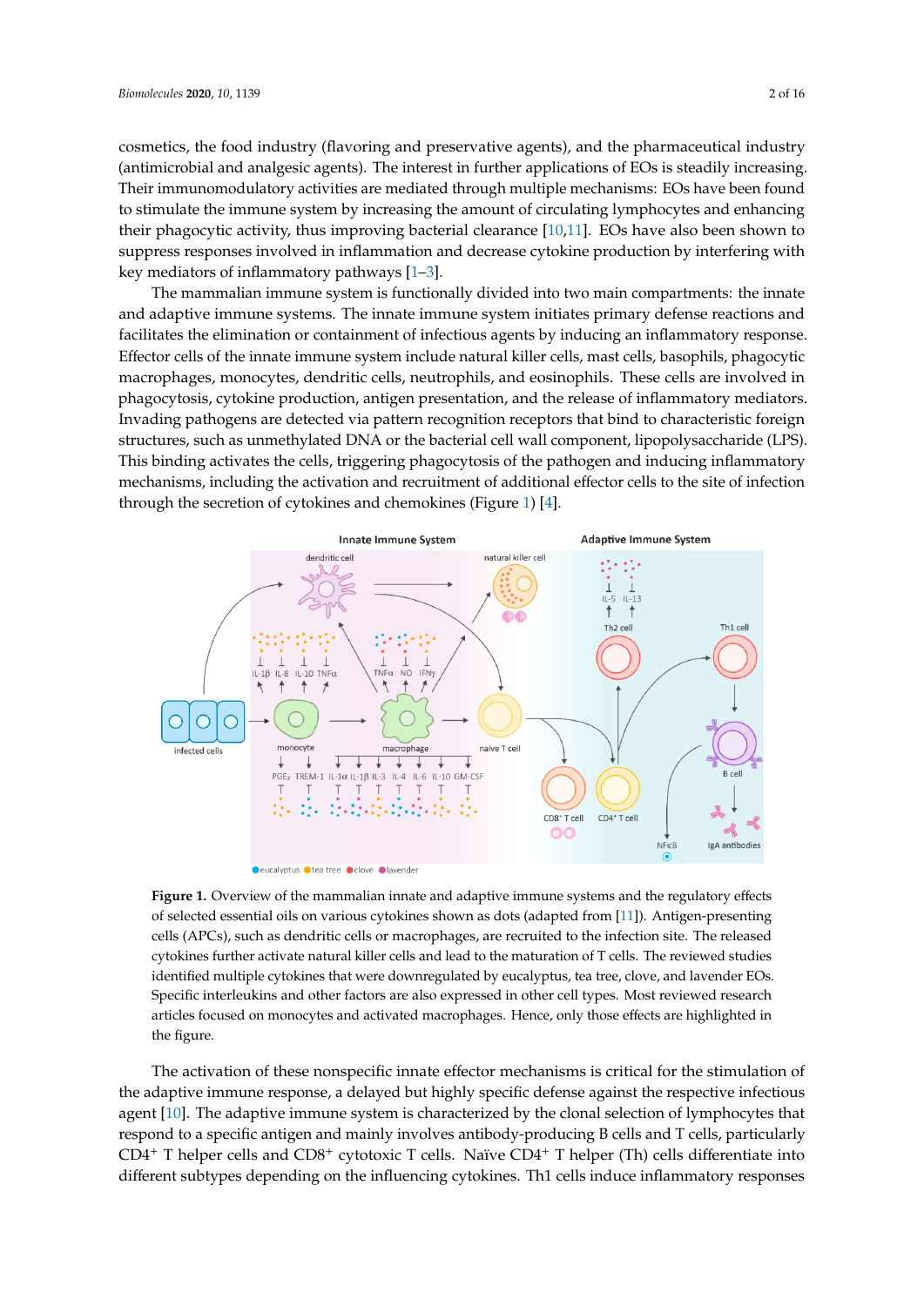cosmetics, the food industry (flavoring and preservative agents), and the pharmaceutical industry (antimicrobial and analgesic agents). The interest in further applications of EOs is steadily increasing. Their immunomodulatory activities are mediated through multiple mechanisms: EOs have been found to stimulate the immune system by increasing the amount of circulating lymphocytes and enhancing their phagocytic activity, thus improving bacterial clearance [10,11]. EOs have also been shown to suppress responses involved in inflammation and decrease cytokine production by interfering with key mediators of inflammatory pathways [1–3].

The mammalian immune system is functionally divided into two main compartments: the innate and adaptive immune systems. The innate immune system initiates primary defense reactions and facilitates the elimination or containment of infectious agents by inducing an inflammatory response. Effector cells of the innate immune system include natural killer cells, mast cells, basophils, phagocytic macrophages, monocytes, dendritic cells, neutrophils, and eosinophils. These cells are involved in phagocytosis, cytokine production, antigen presentation, and the release of inflammatory mediators. Invading pathogens are detected via pattern recognition receptors that bind to characteristic foreign structures, such as unmethylated DNA or the bacterial cell wall component, lipopolysaccharide (LPS). This binding activates the cells, triggering phagocytosis of the pathogen and inducing inflammatory mechanisms, including the activation and recruitment of additional effector cells to the site of infection through the secretion of cytokines and chemokines (Figure 1) [4].

**Figure 1.** Overview of the mammalian innate and adaptive immune systems and the regulatory effects of selected essential oils on various cytokines shown as dots (adapted from [11]). Antigen-presenting cells (APCs), such as dendritic cells or macrophages, are recruited to the infection site. The released cytokines further activate natural killer cells and lead to the maturation of T cells. The reviewed studies identified multiple cytokines that were downregulated by eucalyptus, tea tree, clove, and lavender EOs. Specific interleukins and other factors are also expressed in other cell types. Most reviewed research articles focused on monocytes and activated macrophages. Hence, only those effects are highlighted in the figure.

The activation of these nonspecific innate effector mechanisms is critical for the stimulation of the adaptive immune response, a delayed but highly specific defense against the respective infectious agent [10]. The adaptive immune system is characterized by the clonal selection of lymphocytes that respond to a specific antigen and mainly involves antibody-producing B cells and T cells, particularly $CD4^+$ T helper cells and $CD8^+$ cytotoxic T cells. Naïve $CD4^+$ T helper (Th) cells differentiate into different subtypes depending on the influencing cytokines. Th1 cells induce inflammatory responses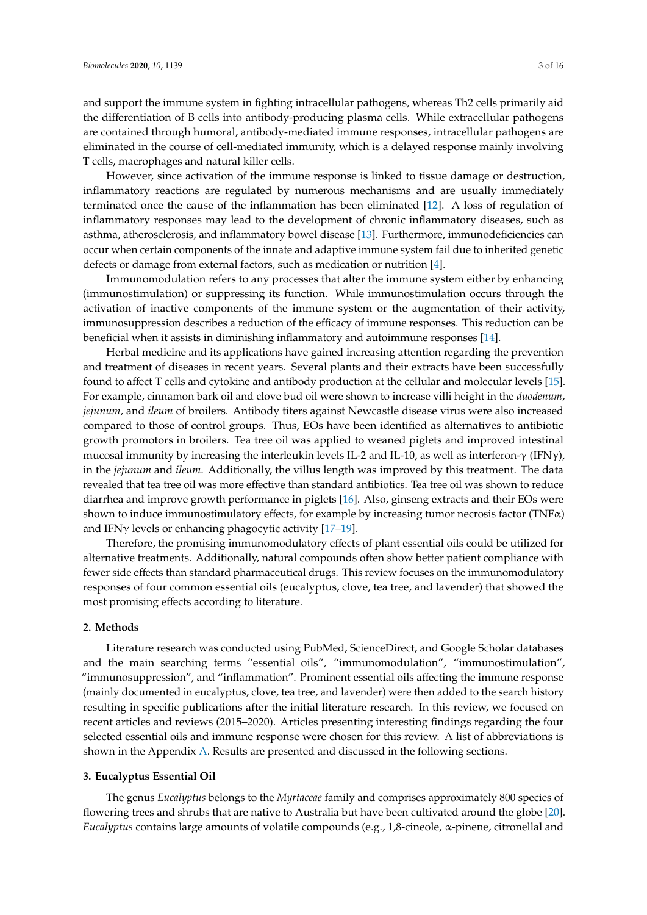and support the immune system in fighting intracellular pathogens, whereas Th2 cells primarily aid the differentiation of B cells into antibody-producing plasma cells. While extracellular pathogens are contained through humoral, antibody-mediated immune responses, intracellular pathogens are eliminated in the course of cell-mediated immunity, which is a delayed response mainly involving T cells, macrophages and natural killer cells.

However, since activation of the immune response is linked to tissue damage or destruction, inflammatory reactions are regulated by numerous mechanisms and are usually immediately terminated once the cause of the inflammation has been eliminated [12]. A loss of regulation of inflammatory responses may lead to the development of chronic inflammatory diseases, such as asthma, atherosclerosis, and inflammatory bowel disease [13]. Furthermore, immunodeficiencies can occur when certain components of the innate and adaptive immune system fail due to inherited genetic defects or damage from external factors, such as medication or nutrition [4].

Immunomodulation refers to any processes that alter the immune system either by enhancing (immunostimulation) or suppressing its function. While immunostimulation occurs through the activation of inactive components of the immune system or the augmentation of their activity, immunosuppression describes a reduction of the efficacy of immune responses. This reduction can be beneficial when it assists in diminishing inflammatory and autoimmune responses [14].

Herbal medicine and its applications have gained increasing attention regarding the prevention and treatment of diseases in recent years. Several plants and their extracts have been successfully found to affect T cells and cytokine and antibody production at the cellular and molecular levels [15]. For example, cinnamon bark oil and clove bud oil were shown to increase villi height in the *duodenum*, *jejunum,* and *ileum* of broilers. Antibody titers against Newcastle disease virus were also increased compared to those of control groups. Thus, EOs have been identified as alternatives to antibiotic growth promotors in broilers. Tea tree oil was applied to weaned piglets and improved intestinal mucosal immunity by increasing the interleukin levels IL-2 and IL-10, as well as interferon-$\gamma$ (IFN$\gamma$), in the *jejunum* and *ileum*. Additionally, the villus length was improved by this treatment. The data revealed that tea tree oil was more effective than standard antibiotics. Tea tree oil was shown to reduce diarrhea and improve growth performance in piglets [16]. Also, ginseng extracts and their EOs were shown to induce immunostimulatory effects, for example by increasing tumor necrosis factor (TNF$\alpha$) and IFN$\gamma$ levels or enhancing phagocytic activity [17–19].

Therefore, the promising immunomodulatory effects of plant essential oils could be utilized for alternative treatments. Additionally, natural compounds often show better patient compliance with fewer side effects than standard pharmaceutical drugs. This review focuses on the immunomodulatory responses of four common essential oils (eucalyptus, clove, tea tree, and lavender) that showed the most promising effects according to literature.

## 2. Methods

Literature research was conducted using PubMed, ScienceDirect, and Google Scholar databases and the main searching terms "essential oils", "immunomodulation", "immunostimulation", "immunosuppression", and "inflammation". Prominent essential oils affecting the immune response (mainly documented in eucalyptus, clove, tea tree, and lavender) were then added to the search history resulting in specific publications after the initial literature research. In this review, we focused on recent articles and reviews (2015–2020). Articles presenting interesting findings regarding the four selected essential oils and immune response were chosen for this review. A list of abbreviations is shown in the Appendix A. Results are presented and discussed in the following sections.

## 3. Eucalyptus Essential Oil

The genus *Eucalyptus* belongs to the *Myrtaceae* family and comprises approximately 800 species of flowering trees and shrubs that are native to Australia but have been cultivated around the globe [20]. *Eucalyptus* contains large amounts of volatile compounds (e.g., 1,8-cineole, $\alpha$-pinene, citronellal and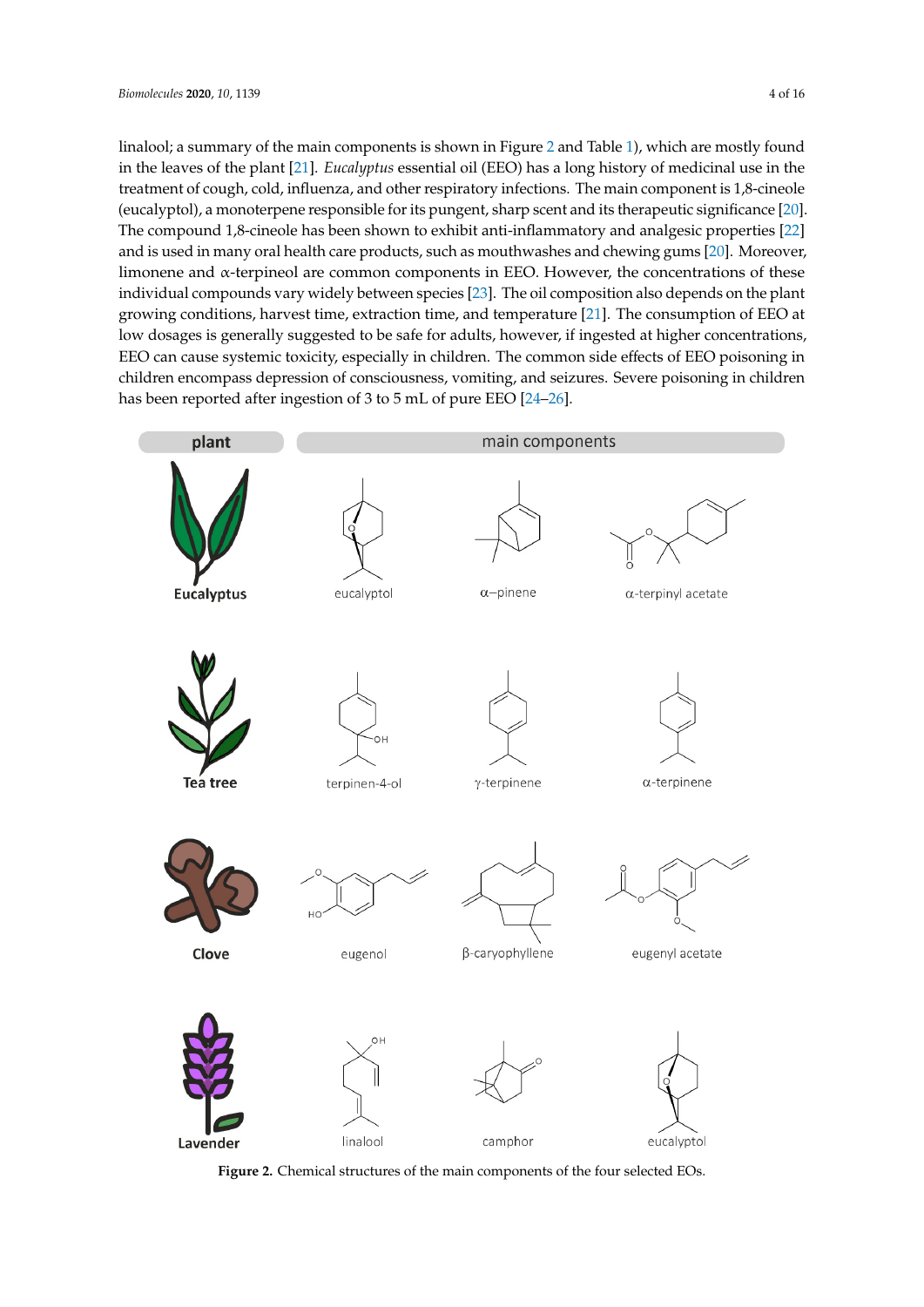linalool; a summary of the main components is shown in Figure 2 and Table 1), which are mostly found in the leaves of the plant [21]. *Eucalyptus* essential oil (EEO) has a long history of medicinal use in the treatment of cough, cold, influenza, and other respiratory infections. The main component is 1,8-cineole (eucalyptol), a monoterpene responsible for its pungent, sharp scent and its therapeutic significance [20]. The compound 1,8-cineole has been shown to exhibit anti-inflammatory and analgesic properties [22] and is used in many oral health care products, such as mouthwashes and chewing gums [20]. Moreover, limonene and α-terpineol are common components in EEO. However, the concentrations of these individual compounds vary widely between species [23]. The oil composition also depends on the plant growing conditions, harvest time, extraction time, and temperature [21]. The consumption of EEO at low dosages is generally suggested to be safe for adults, however, if ingested at higher concentrations, EEO can cause systemic toxicity, especially in children. The common side effects of EEO poisoning in children encompass depression of consciousness, vomiting, and seizures. Severe poisoning in children has been reported after ingestion of 3 to 5 mL of pure EEO [24–26].

**Figure 2.** Chemical structures of the main components of the four selected EOs.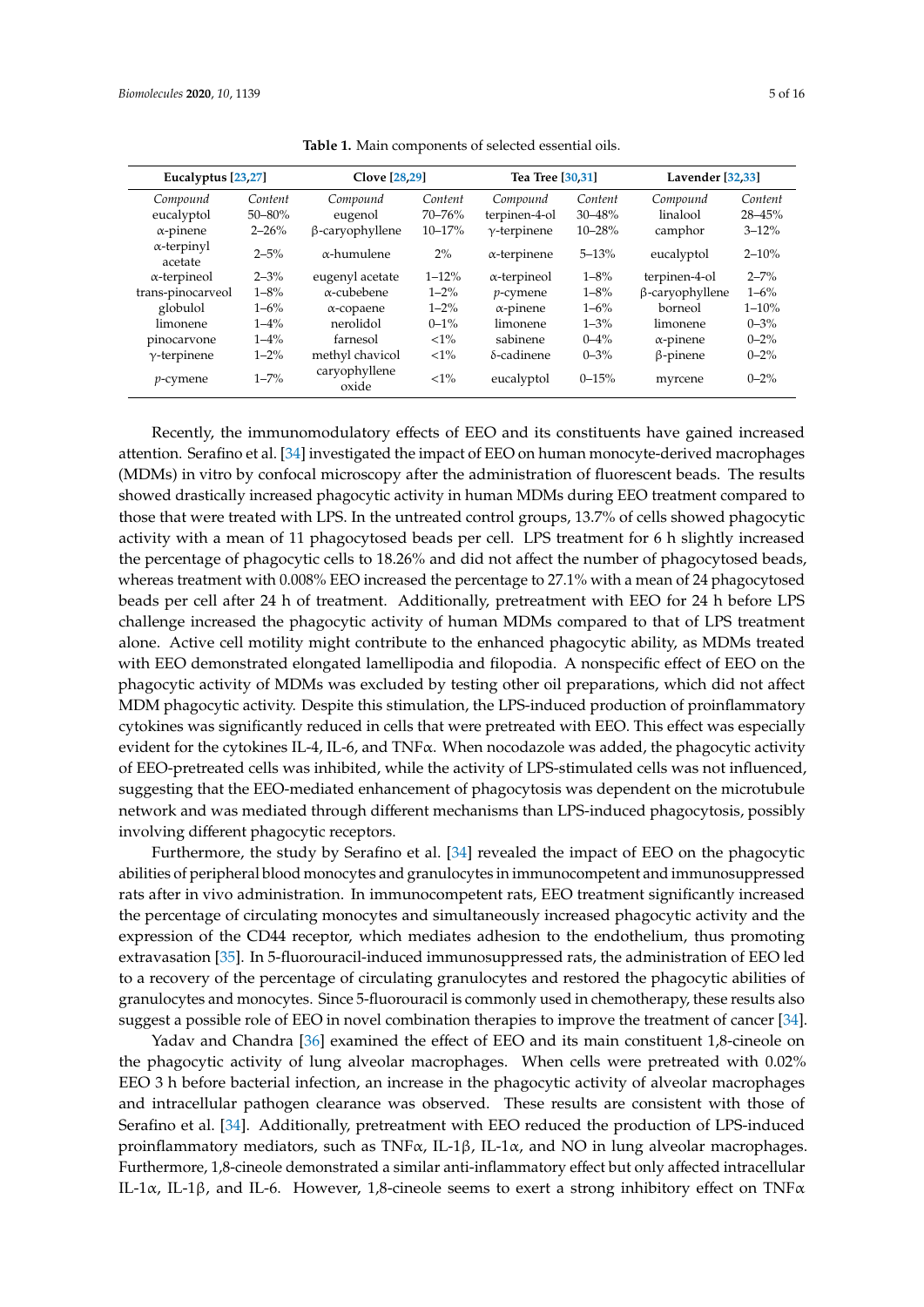**Table 1.** Main components of selected essential oils.

| Eucalyptus [23,27] | | Clove [28,29] | | Tea Tree [30,31] | | Lavender [32,33] | |
|---|---|---|---|---|---|---|---|
| *Compound* | *Content* | *Compound* | *Content* | *Compound* | *Content* | *Compound* | *Content* |
| eucalyptol | 50–80% | eugenol | 70–76% | terpinen-4-ol | 30–48% | linalool | 28–45% |
| α-pinene | 2–26% | β-caryophyllene | 10–17% | γ-terpinene | 10–28% | camphor | 3–12% |
| α-terpinyl acetate | 2–5% | α-humulene | 2% | α-terpinene | 5–13% | eucalyptol | 2–10% |
| α-terpineol | 2–3% | eugenyl acetate | 1–12% | α-terpineol | 1–8% | terpinen-4-ol | 2–7% |
| trans-pinocarveol | 1–8% | α-cubebene | 1–2% | *p*-cymene | 1–8% | β-caryophyllene | 1–6% |
| globulol | 1–6% | α-copaene | 1–2% | α-pinene | 1–6% | borneol | 1–10% |
| limonene | 1–4% | nerolidol | 0–1% | limonene | 1–3% | limonene | 0–3% |
| pinocarvone | 1–4% | farnesol | <1% | sabinene | 0–4% | α-pinene | 0–2% |
| γ-terpinene | 1–2% | methyl chavicol | <1% | δ-cadinene | 0–3% | β-pinene | 0–2% |
| *p*-cymene | 1–7% | caryophyllene oxide | <1% | eucalyptol | 0–15% | myrcene | 0–2% |

Recently, the immunomodulatory effects of EEO and its constituents have gained increased attention. Serafino et al. [34] investigated the impact of EEO on human monocyte-derived macrophages (MDMs) in vitro by confocal microscopy after the administration of fluorescent beads. The results showed drastically increased phagocytic activity in human MDMs during EEO treatment compared to those that were treated with LPS. In the untreated control groups, 13.7% of cells showed phagocytic activity with a mean of 11 phagocytosed beads per cell. LPS treatment for 6 h slightly increased the percentage of phagocytic cells to 18.26% and did not affect the number of phagocytosed beads, whereas treatment with 0.008% EEO increased the percentage to 27.1% with a mean of 24 phagocytosed beads per cell after 24 h of treatment. Additionally, pretreatment with EEO for 24 h before LPS challenge increased the phagocytic activity of human MDMs compared to that of LPS treatment alone. Active cell motility might contribute to the enhanced phagocytic ability, as MDMs treated with EEO demonstrated elongated lamellipodia and filopodia. A nonspecific effect of EEO on the phagocytic activity of MDMs was excluded by testing other oil preparations, which did not affect MDM phagocytic activity. Despite this stimulation, the LPS-induced production of proinflammatory cytokines was significantly reduced in cells that were pretreated with EEO. This effect was especially evident for the cytokines IL-4, IL-6, and TNFα. When nocodazole was added, the phagocytic activity of EEO-pretreated cells was inhibited, while the activity of LPS-stimulated cells was not influenced, suggesting that the EEO-mediated enhancement of phagocytosis was dependent on the microtubule network and was mediated through different mechanisms than LPS-induced phagocytosis, possibly involving different phagocytic receptors.

Furthermore, the study by Serafino et al. [34] revealed the impact of EEO on the phagocytic abilities of peripheral blood monocytes and granulocytes in immunocompetent and immunosuppressed rats after in vivo administration. In immunocompetent rats, EEO treatment significantly increased the percentage of circulating monocytes and simultaneously increased phagocytic activity and the expression of the CD44 receptor, which mediates adhesion to the endothelium, thus promoting extravasation [35]. In 5-fluorouracil-induced immunosuppressed rats, the administration of EEO led to a recovery of the percentage of circulating granulocytes and restored the phagocytic abilities of granulocytes and monocytes. Since 5-fluorouracil is commonly used in chemotherapy, these results also suggest a possible role of EEO in novel combination therapies to improve the treatment of cancer [34].

Yadav and Chandra [36] examined the effect of EEO and its main constituent 1,8-cineole on the phagocytic activity of lung alveolar macrophages. When cells were pretreated with 0.02% EEO 3 h before bacterial infection, an increase in the phagocytic activity of alveolar macrophages and intracellular pathogen clearance was observed. These results are consistent with those of Serafino et al. [34]. Additionally, pretreatment with EEO reduced the production of LPS-induced proinflammatory mediators, such as TNFα, IL-1β, IL-1α, and NO in lung alveolar macrophages. Furthermore, 1,8-cineole demonstrated a similar anti-inflammatory effect but only affected intracellular IL-1α, IL-1β, and IL-6. However, 1,8-cineole seems to exert a strong inhibitory effect on TNFα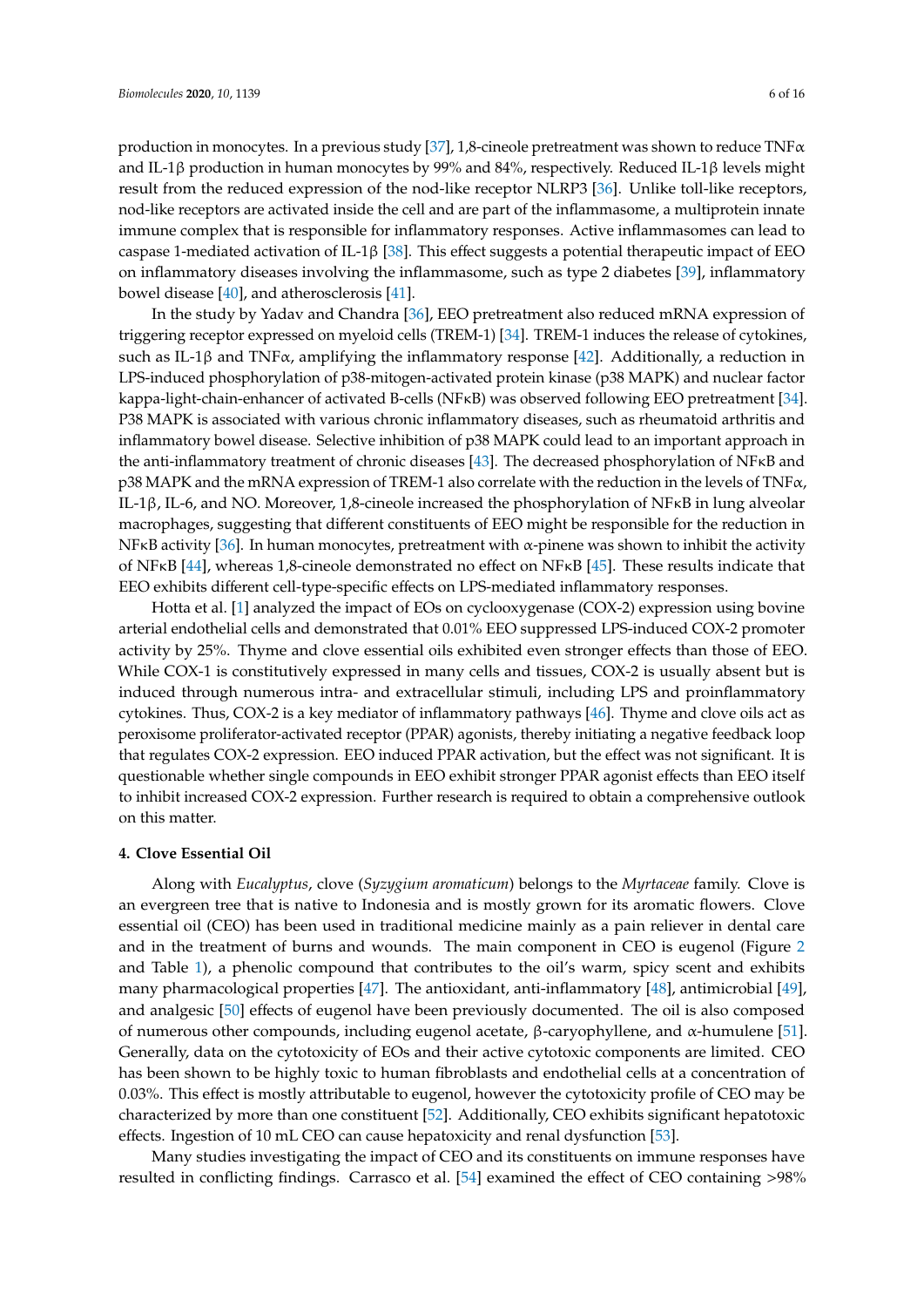production in monocytes. In a previous study [37], 1,8-cineole pretreatment was shown to reduce TNFα and IL-1β production in human monocytes by 99% and 84%, respectively. Reduced IL-1β levels might result from the reduced expression of the nod-like receptor NLRP3 [36]. Unlike toll-like receptors, nod-like receptors are activated inside the cell and are part of the inflammasome, a multiprotein innate immune complex that is responsible for inflammatory responses. Active inflammasomes can lead to caspase 1-mediated activation of IL-1β [38]. This effect suggests a potential therapeutic impact of EEO on inflammatory diseases involving the inflammasome, such as type 2 diabetes [39], inflammatory bowel disease [40], and atherosclerosis [41].

In the study by Yadav and Chandra [36], EEO pretreatment also reduced mRNA expression of triggering receptor expressed on myeloid cells (TREM-1) [34]. TREM-1 induces the release of cytokines, such as IL-1β and TNFα, amplifying the inflammatory response [42]. Additionally, a reduction in LPS-induced phosphorylation of p38-mitogen-activated protein kinase (p38 MAPK) and nuclear factor kappa-light-chain-enhancer of activated B-cells (NFκB) was observed following EEO pretreatment [34]. P38 MAPK is associated with various chronic inflammatory diseases, such as rheumatoid arthritis and inflammatory bowel disease. Selective inhibition of p38 MAPK could lead to an important approach in the anti-inflammatory treatment of chronic diseases [43]. The decreased phosphorylation of NFκB and p38 MAPK and the mRNA expression of TREM-1 also correlate with the reduction in the levels of TNFα, IL-1β, IL-6, and NO. Moreover, 1,8-cineole increased the phosphorylation of NFκB in lung alveolar macrophages, suggesting that different constituents of EEO might be responsible for the reduction in NFκB activity [36]. In human monocytes, pretreatment with α-pinene was shown to inhibit the activity of NFκB [44], whereas 1,8-cineole demonstrated no effect on NFκB [45]. These results indicate that EEO exhibits different cell-type-specific effects on LPS-mediated inflammatory responses.

Hotta et al. [1] analyzed the impact of EOs on cyclooxygenase (COX-2) expression using bovine arterial endothelial cells and demonstrated that 0.01% EEO suppressed LPS-induced COX-2 promoter activity by 25%. Thyme and clove essential oils exhibited even stronger effects than those of EEO. While COX-1 is constitutively expressed in many cells and tissues, COX-2 is usually absent but is induced through numerous intra- and extracellular stimuli, including LPS and proinflammatory cytokines. Thus, COX-2 is a key mediator of inflammatory pathways [46]. Thyme and clove oils act as peroxisome proliferator-activated receptor (PPAR) agonists, thereby initiating a negative feedback loop that regulates COX-2 expression. EEO induced PPAR activation, but the effect was not significant. It is questionable whether single compounds in EEO exhibit stronger PPAR agonist effects than EEO itself to inhibit increased COX-2 expression. Further research is required to obtain a comprehensive outlook on this matter.

## 4. Clove Essential Oil

Along with *Eucalyptus*, clove (*Syzygium aromaticum*) belongs to the *Myrtaceae* family. Clove is an evergreen tree that is native to Indonesia and is mostly grown for its aromatic flowers. Clove essential oil (CEO) has been used in traditional medicine mainly as a pain reliever in dental care and in the treatment of burns and wounds. The main component in CEO is eugenol (Figure 2 and Table 1), a phenolic compound that contributes to the oil's warm, spicy scent and exhibits many pharmacological properties [47]. The antioxidant, anti-inflammatory [48], antimicrobial [49], and analgesic [50] effects of eugenol have been previously documented. The oil is also composed of numerous other compounds, including eugenol acetate, β-caryophyllene, and α-humulene [51]. Generally, data on the cytotoxicity of EOs and their active cytotoxic components are limited. CEO has been shown to be highly toxic to human fibroblasts and endothelial cells at a concentration of 0.03%. This effect is mostly attributable to eugenol, however the cytotoxicity profile of CEO may be characterized by more than one constituent [52]. Additionally, CEO exhibits significant hepatotoxic effects. Ingestion of 10 mL CEO can cause hepatoxicity and renal dysfunction [53].

Many studies investigating the impact of CEO and its constituents on immune responses have resulted in conflicting findings. Carrasco et al. [54] examined the effect of CEO containing >98%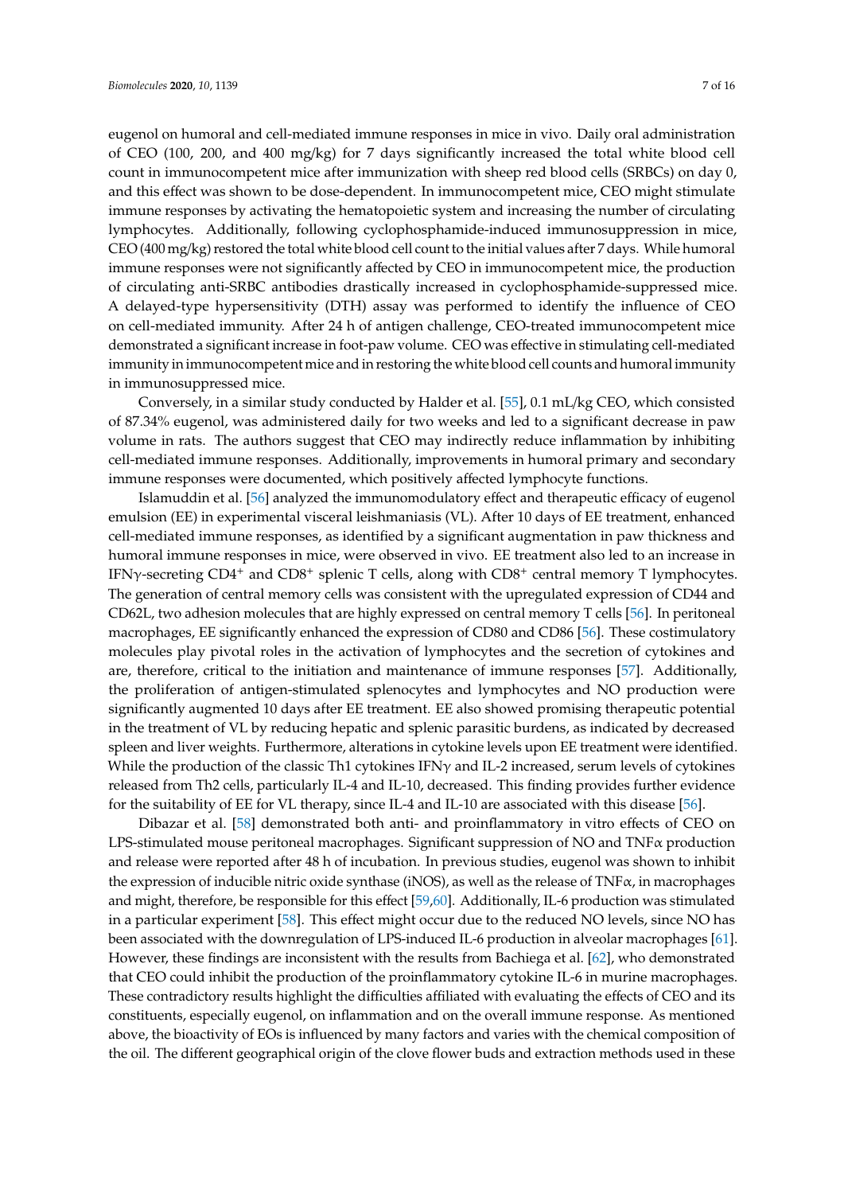eugenol on humoral and cell-mediated immune responses in mice in vivo. Daily oral administration of CEO (100, 200, and 400 mg/kg) for 7 days significantly increased the total white blood cell count in immunocompetent mice after immunization with sheep red blood cells (SRBCs) on day 0, and this effect was shown to be dose-dependent. In immunocompetent mice, CEO might stimulate immune responses by activating the hematopoietic system and increasing the number of circulating lymphocytes. Additionally, following cyclophosphamide-induced immunosuppression in mice, CEO (400 mg/kg) restored the total white blood cell count to the initial values after 7 days. While humoral immune responses were not significantly affected by CEO in immunocompetent mice, the production of circulating anti-SRBC antibodies drastically increased in cyclophosphamide-suppressed mice. A delayed-type hypersensitivity (DTH) assay was performed to identify the influence of CEO on cell-mediated immunity. After 24 h of antigen challenge, CEO-treated immunocompetent mice demonstrated a significant increase in foot-paw volume. CEO was effective in stimulating cell-mediated immunity in immunocompetent mice and in restoring the white blood cell counts and humoral immunity in immunosuppressed mice.

Conversely, in a similar study conducted by Halder et al. [55], 0.1 mL/kg CEO, which consisted of 87.34% eugenol, was administered daily for two weeks and led to a significant decrease in paw volume in rats. The authors suggest that CEO may indirectly reduce inflammation by inhibiting cell-mediated immune responses. Additionally, improvements in humoral primary and secondary immune responses were documented, which positively affected lymphocyte functions.

Islamuddin et al. [56] analyzed the immunomodulatory effect and therapeutic efficacy of eugenol emulsion (EE) in experimental visceral leishmaniasis (VL). After 10 days of EE treatment, enhanced cell-mediated immune responses, as identified by a significant augmentation in paw thickness and humoral immune responses in mice, were observed in vivo. EE treatment also led to an increase in IFN$\gamma$-secreting $CD4^+$ and $CD8^+$ splenic T cells, along with $CD8^+$ central memory T lymphocytes. The generation of central memory cells was consistent with the upregulated expression of CD44 and CD62L, two adhesion molecules that are highly expressed on central memory T cells [56]. In peritoneal macrophages, EE significantly enhanced the expression of CD80 and CD86 [56]. These costimulatory molecules play pivotal roles in the activation of lymphocytes and the secretion of cytokines and are, therefore, critical to the initiation and maintenance of immune responses [57]. Additionally, the proliferation of antigen-stimulated splenocytes and lymphocytes and NO production were significantly augmented 10 days after EE treatment. EE also showed promising therapeutic potential in the treatment of VL by reducing hepatic and splenic parasitic burdens, as indicated by decreased spleen and liver weights. Furthermore, alterations in cytokine levels upon EE treatment were identified. While the production of the classic Th1 cytokines IFN$\gamma$ and IL-2 increased, serum levels of cytokines released from Th2 cells, particularly IL-4 and IL-10, decreased. This finding provides further evidence for the suitability of EE for VL therapy, since IL-4 and IL-10 are associated with this disease [56].

Dibazar et al. [58] demonstrated both anti- and proinflammatory in vitro effects of CEO on LPS-stimulated mouse peritoneal macrophages. Significant suppression of NO and TNF$\alpha$ production and release were reported after 48 h of incubation. In previous studies, eugenol was shown to inhibit the expression of inducible nitric oxide synthase (iNOS), as well as the release of TNF$\alpha$, in macrophages and might, therefore, be responsible for this effect [59,60]. Additionally, IL-6 production was stimulated in a particular experiment [58]. This effect might occur due to the reduced NO levels, since NO has been associated with the downregulation of LPS-induced IL-6 production in alveolar macrophages [61]. However, these findings are inconsistent with the results from Bachiega et al. [62], who demonstrated that CEO could inhibit the production of the proinflammatory cytokine IL-6 in murine macrophages. These contradictory results highlight the difficulties affiliated with evaluating the effects of CEO and its constituents, especially eugenol, on inflammation and on the overall immune response. As mentioned above, the bioactivity of EOs is influenced by many factors and varies with the chemical composition of the oil. The different geographical origin of the clove flower buds and extraction methods used in these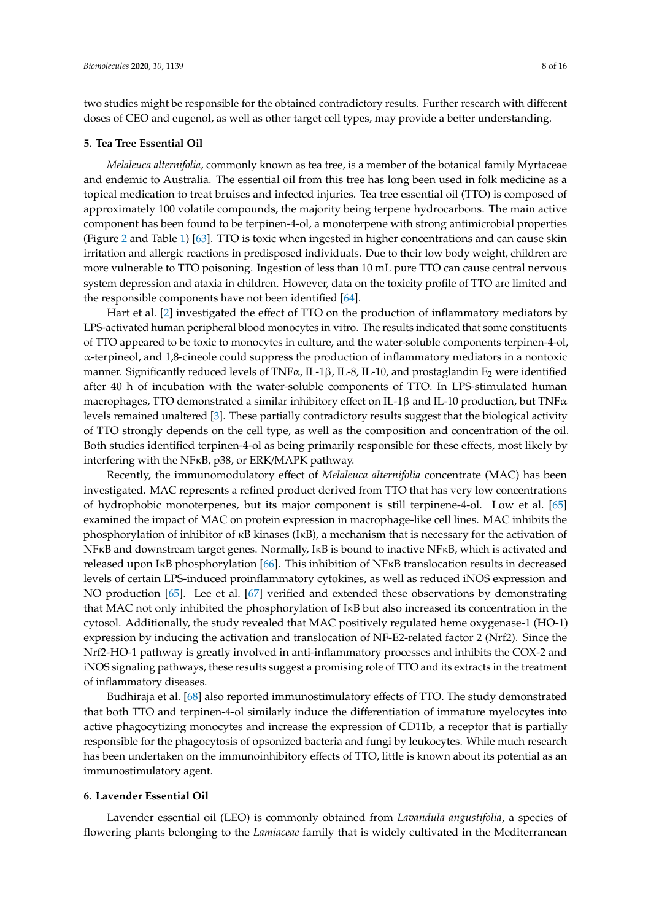two studies might be responsible for the obtained contradictory results. Further research with different doses of CEO and eugenol, as well as other target cell types, may provide a better understanding.

## 5. Tea Tree Essential Oil

*Melaleuca alternifolia*, commonly known as tea tree, is a member of the botanical family Myrtaceae and endemic to Australia. The essential oil from this tree has long been used in folk medicine as a topical medication to treat bruises and infected injuries. Tea tree essential oil (TTO) is composed of approximately 100 volatile compounds, the majority being terpene hydrocarbons. The main active component has been found to be terpinen-4-ol, a monoterpene with strong antimicrobial properties (Figure 2 and Table 1) [63]. TTO is toxic when ingested in higher concentrations and can cause skin irritation and allergic reactions in predisposed individuals. Due to their low body weight, children are more vulnerable to TTO poisoning. Ingestion of less than 10 mL pure TTO can cause central nervous system depression and ataxia in children. However, data on the toxicity profile of TTO are limited and the responsible components have not been identified [64].

Hart et al. [2] investigated the effect of TTO on the production of inflammatory mediators by LPS-activated human peripheral blood monocytes in vitro. The results indicated that some constituents of TTO appeared to be toxic to monocytes in culture, and the water-soluble components terpinen-4-ol, α-terpineol, and 1,8-cineole could suppress the production of inflammatory mediators in a nontoxic manner. Significantly reduced levels of TNFα, IL-1β, IL-8, IL-10, and prostaglandin $E_2$ were identified after 40 h of incubation with the water-soluble components of TTO. In LPS-stimulated human macrophages, TTO demonstrated a similar inhibitory effect on IL-1β and IL-10 production, but TNFα levels remained unaltered [3]. These partially contradictory results suggest that the biological activity of TTO strongly depends on the cell type, as well as the composition and concentration of the oil. Both studies identified terpinen-4-ol as being primarily responsible for these effects, most likely by interfering with the NFκB, p38, or ERK/MAPK pathway.

Recently, the immunomodulatory effect of *Melaleuca alternifolia* concentrate (MAC) has been investigated. MAC represents a refined product derived from TTO that has very low concentrations of hydrophobic monoterpenes, but its major component is still terpinene-4-ol. Low et al. [65] examined the impact of MAC on protein expression in macrophage-like cell lines. MAC inhibits the phosphorylation of inhibitor of κB kinases (IκB), a mechanism that is necessary for the activation of NFκB and downstream target genes. Normally, IκB is bound to inactive NFκB, which is activated and released upon IκB phosphorylation [66]. This inhibition of NFκB translocation results in decreased levels of certain LPS-induced proinflammatory cytokines, as well as reduced iNOS expression and NO production [65]. Lee et al. [67] verified and extended these observations by demonstrating that MAC not only inhibited the phosphorylation of IκB but also increased its concentration in the cytosol. Additionally, the study revealed that MAC positively regulated heme oxygenase-1 (HO-1) expression by inducing the activation and translocation of NF-E2-related factor 2 (Nrf2). Since the Nrf2-HO-1 pathway is greatly involved in anti-inflammatory processes and inhibits the COX-2 and iNOS signaling pathways, these results suggest a promising role of TTO and its extracts in the treatment of inflammatory diseases.

Budhiraja et al. [68] also reported immunostimulatory effects of TTO. The study demonstrated that both TTO and terpinen-4-ol similarly induce the differentiation of immature myelocytes into active phagocytizing monocytes and increase the expression of CD11b, a receptor that is partially responsible for the phagocytosis of opsonized bacteria and fungi by leukocytes. While much research has been undertaken on the immunoinhibitory effects of TTO, little is known about its potential as an immunostimulatory agent.

## 6. Lavender Essential Oil

Lavender essential oil (LEO) is commonly obtained from *Lavandula angustifolia*, a species of flowering plants belonging to the *Lamiaceae* family that is widely cultivated in the Mediterranean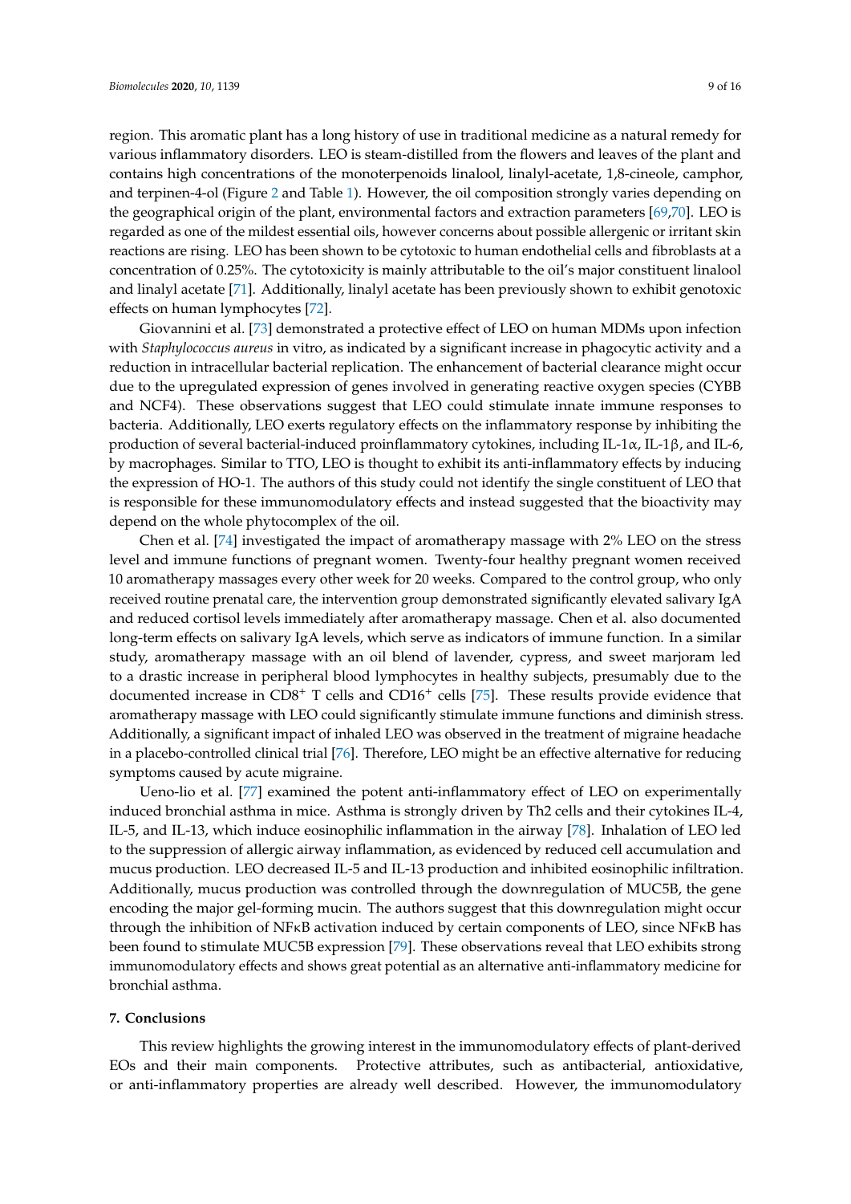region. This aromatic plant has a long history of use in traditional medicine as a natural remedy for various inflammatory disorders. LEO is steam-distilled from the flowers and leaves of the plant and contains high concentrations of the monoterpenoids linalool, linalyl-acetate, 1,8-cineole, camphor, and terpinen-4-ol (Figure 2 and Table 1). However, the oil composition strongly varies depending on the geographical origin of the plant, environmental factors and extraction parameters [69,70]. LEO is regarded as one of the mildest essential oils, however concerns about possible allergenic or irritant skin reactions are rising. LEO has been shown to be cytotoxic to human endothelial cells and fibroblasts at a concentration of 0.25%. The cytotoxicity is mainly attributable to the oil's major constituent linalool and linalyl acetate [71]. Additionally, linalyl acetate has been previously shown to exhibit genotoxic effects on human lymphocytes [72].

Giovannini et al. [73] demonstrated a protective effect of LEO on human MDMs upon infection with *Staphylococcus aureus* in vitro, as indicated by a significant increase in phagocytic activity and a reduction in intracellular bacterial replication. The enhancement of bacterial clearance might occur due to the upregulated expression of genes involved in generating reactive oxygen species (CYBB and NCF4). These observations suggest that LEO could stimulate innate immune responses to bacteria. Additionally, LEO exerts regulatory effects on the inflammatory response by inhibiting the production of several bacterial-induced proinflammatory cytokines, including IL-1α, IL-1β, and IL-6, by macrophages. Similar to TTO, LEO is thought to exhibit its anti-inflammatory effects by inducing the expression of HO-1. The authors of this study could not identify the single constituent of LEO that is responsible for these immunomodulatory effects and instead suggested that the bioactivity may depend on the whole phytocomplex of the oil.

Chen et al. [74] investigated the impact of aromatherapy massage with 2% LEO on the stress level and immune functions of pregnant women. Twenty-four healthy pregnant women received 10 aromatherapy massages every other week for 20 weeks. Compared to the control group, who only received routine prenatal care, the intervention group demonstrated significantly elevated salivary IgA and reduced cortisol levels immediately after aromatherapy massage. Chen et al. also documented long-term effects on salivary IgA levels, which serve as indicators of immune function. In a similar study, aromatherapy massage with an oil blend of lavender, cypress, and sweet marjoram led to a drastic increase in peripheral blood lymphocytes in healthy subjects, presumably due to the documented increase in $CD8^+$ T cells and $CD16^+$ cells [75]. These results provide evidence that aromatherapy massage with LEO could significantly stimulate immune functions and diminish stress. Additionally, a significant impact of inhaled LEO was observed in the treatment of migraine headache in a placebo-controlled clinical trial [76]. Therefore, LEO might be an effective alternative for reducing symptoms caused by acute migraine.

Ueno-lio et al. [77] examined the potent anti-inflammatory effect of LEO on experimentally induced bronchial asthma in mice. Asthma is strongly driven by Th2 cells and their cytokines IL-4, IL-5, and IL-13, which induce eosinophilic inflammation in the airway [78]. Inhalation of LEO led to the suppression of allergic airway inflammation, as evidenced by reduced cell accumulation and mucus production. LEO decreased IL-5 and IL-13 production and inhibited eosinophilic infiltration. Additionally, mucus production was controlled through the downregulation of MUC5B, the gene encoding the major gel-forming mucin. The authors suggest that this downregulation might occur through the inhibition of NFκB activation induced by certain components of LEO, since NFκB has been found to stimulate MUC5B expression [79]. These observations reveal that LEO exhibits strong immunomodulatory effects and shows great potential as an alternative anti-inflammatory medicine for bronchial asthma.

## 7. Conclusions

This review highlights the growing interest in the immunomodulatory effects of plant-derived EOs and their main components. Protective attributes, such as antibacterial, antioxidative, or anti-inflammatory properties are already well described. However, the immunomodulatory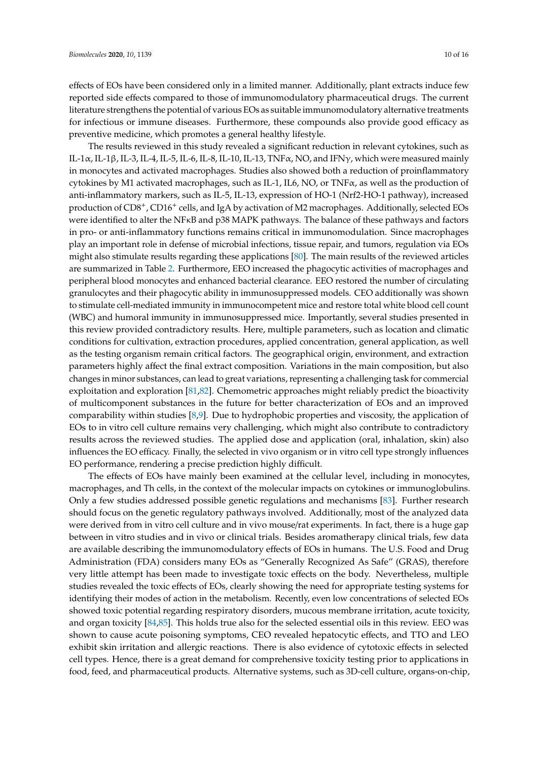effects of EOs have been considered only in a limited manner. Additionally, plant extracts induce few reported side effects compared to those of immunomodulatory pharmaceutical drugs. The current literature strengthens the potential of various EOs as suitable immunomodulatory alternative treatments for infectious or immune diseases. Furthermore, these compounds also provide good efficacy as preventive medicine, which promotes a general healthy lifestyle.

The results reviewed in this study revealed a significant reduction in relevant cytokines, such as IL-1α, IL-1β, IL-3, IL-4, IL-5, IL-6, IL-8, IL-10, IL-13, TNFα, NO, and IFNγ, which were measured mainly in monocytes and activated macrophages. Studies also showed both a reduction of proinflammatory cytokines by M1 activated macrophages, such as IL-1, IL6, NO, or TNFα, as well as the production of anti-inflammatory markers, such as IL-5, IL-13, expression of HO-1 (Nrf2-HO-1 pathway), increased production of $CD8^+$, $CD16^+$ cells, and IgA by activation of M2 macrophages. Additionally, selected EOs were identified to alter the NFκB and p38 MAPK pathways. The balance of these pathways and factors in pro- or anti-inflammatory functions remains critical in immunomodulation. Since macrophages play an important role in defense of microbial infections, tissue repair, and tumors, regulation via EOs might also stimulate results regarding these applications [80]. The main results of the reviewed articles are summarized in Table 2. Furthermore, EEO increased the phagocytic activities of macrophages and peripheral blood monocytes and enhanced bacterial clearance. EEO restored the number of circulating granulocytes and their phagocytic ability in immunosuppressed models. CEO additionally was shown to stimulate cell-mediated immunity in immunocompetent mice and restore total white blood cell count (WBC) and humoral immunity in immunosuppressed mice. Importantly, several studies presented in this review provided contradictory results. Here, multiple parameters, such as location and climatic conditions for cultivation, extraction procedures, applied concentration, general application, as well as the testing organism remain critical factors. The geographical origin, environment, and extraction parameters highly affect the final extract composition. Variations in the main composition, but also changes in minor substances, can lead to great variations, representing a challenging task for commercial exploitation and exploration [81,82]. Chemometric approaches might reliably predict the bioactivity of multicomponent substances in the future for better characterization of EOs and an improved comparability within studies [8,9]. Due to hydrophobic properties and viscosity, the application of EOs to in vitro cell culture remains very challenging, which might also contribute to contradictory results across the reviewed studies. The applied dose and application (oral, inhalation, skin) also influences the EO efficacy. Finally, the selected in vivo organism or in vitro cell type strongly influences EO performance, rendering a precise prediction highly difficult.

The effects of EOs have mainly been examined at the cellular level, including in monocytes, macrophages, and Th cells, in the context of the molecular impacts on cytokines or immunoglobulins. Only a few studies addressed possible genetic regulations and mechanisms [83]. Further research should focus on the genetic regulatory pathways involved. Additionally, most of the analyzed data were derived from in vitro cell culture and in vivo mouse/rat experiments. In fact, there is a huge gap between in vitro studies and in vivo or clinical trials. Besides aromatherapy clinical trials, few data are available describing the immunomodulatory effects of EOs in humans. The U.S. Food and Drug Administration (FDA) considers many EOs as "Generally Recognized As Safe" (GRAS), therefore very little attempt has been made to investigate toxic effects on the body. Nevertheless, multiple studies revealed the toxic effects of EOs, clearly showing the need for appropriate testing systems for identifying their modes of action in the metabolism. Recently, even low concentrations of selected EOs showed toxic potential regarding respiratory disorders, mucous membrane irritation, acute toxicity, and organ toxicity [84,85]. This holds true also for the selected essential oils in this review. EEO was shown to cause acute poisoning symptoms, CEO revealed hepatocytic effects, and TTO and LEO exhibit skin irritation and allergic reactions. There is also evidence of cytotoxic effects in selected cell types. Hence, there is a great demand for comprehensive toxicity testing prior to applications in food, feed, and pharmaceutical products. Alternative systems, such as 3D-cell culture, organs-on-chip,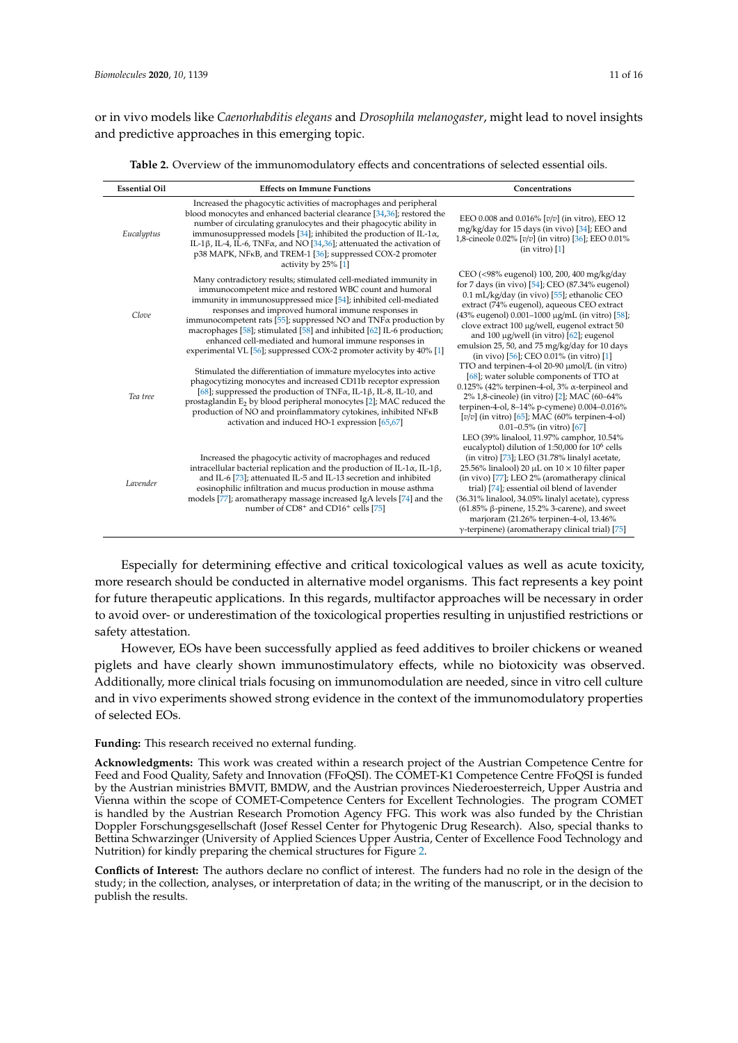or in vivo models like *Caenorhabditis elegans* and *Drosophila melanogaster*, might lead to novel insights and predictive approaches in this emerging topic.

**Table 2.** Overview of the immunomodulatory effects and concentrations of selected essential oils.

| Essential Oil | Effects on Immune Functions | Concentrations |
|---|---|---|
| *Eucalyptus* | Increased the phagocytic activities of macrophages and peripheral blood monocytes and enhanced bacterial clearance [34,36]; restored the number of circulating granulocytes and their phagocytic ability in immunosuppressed models [34]; inhibited the production of IL-1α, IL-1β, IL-4, IL-6, TNFα, and NO [34,36]; attenuated the activation of p38 MAPK, NFκB, and TREM-1 [36]; suppressed COX-2 promoter activity by 25% [1] | EEO 0.008 and 0.016% [*v*/*v*] (in vitro), EEO 12 mg/kg/day for 15 days (in vivo) [34]; EEO and 1,8-cineole 0.02% [*v*/*v*] (in vitro) [36]; EEO 0.01% (in vitro) [1] |
| *Clove* | Many contradictory results; stimulated cell-mediated immunity in immunocompetent mice and restored WBC count and humoral immunity in immunosuppressed mice [54]; inhibited cell-mediated responses and improved humoral immune responses in immunocompetent rats [55]; suppressed NO and TNFα production by macrophages [58]; stimulated [58] and inhibited [62] IL-6 production; enhanced cell-mediated and humoral immune responses in experimental VL [56]; suppressed COX-2 promoter activity by 40% [1] | CEO (<98% eugenol) 100, 200, 400 mg/kg/day for 7 days (in vivo) [54]; CEO (87.34% eugenol) 0.1 mL/kg/day (in vivo) [55]; ethanolic CEO extract (74% eugenol), aqueous CEO extract (43% eugenol) 0.001–1000 µg/mL (in vitro) [58]; clove extract 100 µg/well, eugenol extract 50 and 100 µg/well (in vitro) [62]; eugenol emulsion 25, 50, and 75 mg/kg/day for 10 days (in vivo) [56]; CEO 0.01% (in vitro) [1] |
| *Tea tree* | Stimulated the differentiation of immature myelocytes into active phagocytizing monocytes and increased CD11b receptor expression [68]; suppressed the production of TNFα, IL-1β, IL-8, IL-10, and prostaglandin $E_2$ by blood peripheral monocytes [2]; MAC reduced the production of NO and proinflammatory cytokines, inhibited NFκB activation and induced HO-1 expression [65,67] | TTO and terpinen-4-ol 20-90 µmol/L (in vitro) [68]; water soluble components of TTO at 0.125% (42% terpinen-4-ol, 3% α-terpineol and 2% 1,8-cineole) (in vitro) [2]; MAC (60–64% terpinen-4-ol, 8–14% p-cymene) 0.004–0.016% [*v*/*v*] (in vitro) [65]; MAC (60% terpinen-4-ol) 0.01–0.5% (in vitro) [67] |
| *Lavender* | Increased the phagocytic activity of macrophages and reduced intracellular bacterial replication and the production of IL-1α, IL-1β, and IL-6 [73]; attenuated IL-5 and IL-13 secretion and inhibited eosinophilic infiltration and mucus production in mouse asthma models [77]; aromatherapy massage increased IgA levels [74] and the number of $CD8^+$ and $CD16^+$ cells [75] | LEO (39% linalool, 11.97% camphor, 10.54% eucalyptol) dilution of 1:50,000 for $10^6$ cells (in vitro) [73]; LEO (31.78% linalyl acetate, 25.56% linalool) 20 µL on 10 × 10 filter paper (in vivo) [77]; LEO 2% (aromatherapy clinical trial) [74]; essential oil blend of lavender (36.31% linalool, 34.05% linalyl acetate), cypress (61.85% β-pinene, 15.2% 3-carene), and sweet marjoram (21.26% terpinen-4-ol, 13.46% γ-terpinene) (aromatherapy clinical trial) [75] |

Especially for determining effective and critical toxicological values as well as acute toxicity, more research should be conducted in alternative model organisms. This fact represents a key point for future therapeutic applications. In this regards, multifactor approaches will be necessary in order to avoid over- or underestimation of the toxicological properties resulting in unjustified restrictions or safety attestation.

However, EOs have been successfully applied as feed additives to broiler chickens or weaned piglets and have clearly shown immunostimulatory effects, while no biotoxicity was observed. Additionally, more clinical trials focusing on immunomodulation are needed, since in vitro cell culture and in vivo experiments showed strong evidence in the context of the immunomodulatory properties of selected EOs.

**Funding:** This research received no external funding.

**Acknowledgments:** This work was created within a research project of the Austrian Competence Centre for Feed and Food Quality, Safety and Innovation (FFoQSI). The COMET-K1 Competence Centre FFoQSI is funded by the Austrian ministries BMVIT, BMDW, and the Austrian provinces Niederoesterreich, Upper Austria and Vienna within the scope of COMET-Competence Centers for Excellent Technologies. The program COMET is handled by the Austrian Research Promotion Agency FFG. This work was also funded by the Christian Doppler Forschungsgesellschaft (Josef Ressel Center for Phytogenic Drug Research). Also, special thanks to Bettina Schwarzinger (University of Applied Sciences Upper Austria, Center of Excellence Food Technology and Nutrition) for kindly preparing the chemical structures for Figure 2.

**Conflicts of Interest:** The authors declare no conflict of interest. The funders had no role in the design of the study; in the collection, analyses, or interpretation of data; in the writing of the manuscript, or in the decision to publish the results.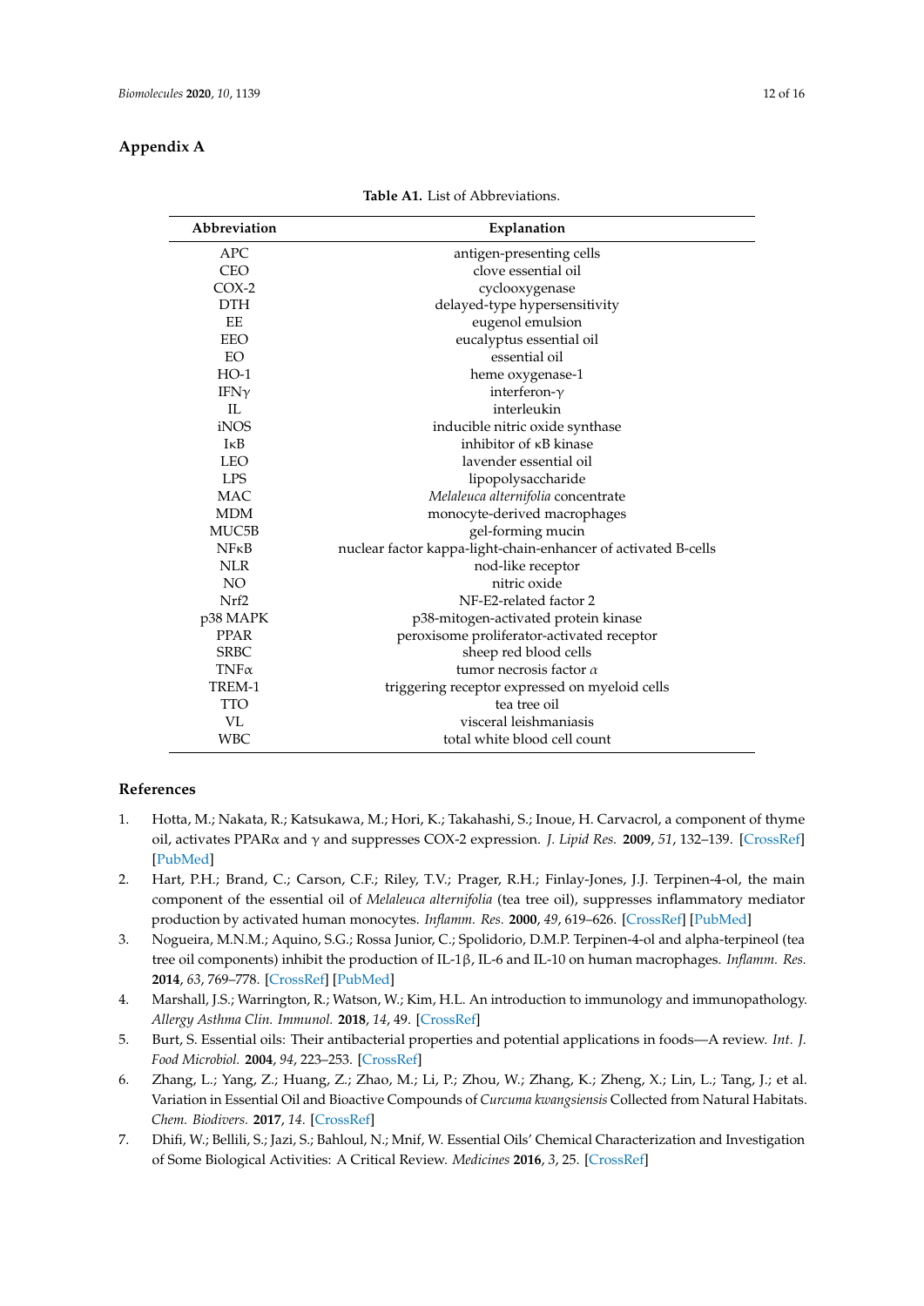## Appendix A

**Table A1.** List of Abbreviations.

| Abbreviation | Explanation |
|---|---|
| APC | antigen-presenting cells |
| CEO | clove essential oil |
| COX-2 | cyclooxygenase |
| DTH | delayed-type hypersensitivity |
| EE | eugenol emulsion |
| EEO | eucalyptus essential oil |
| EO | essential oil |
| HO-1 | heme oxygenase-1 |
| IFNγ | interferon-γ |
| IL | interleukin |
| iNOS | inducible nitric oxide synthase |
| IκB | inhibitor of κB kinase |
| LEO | lavender essential oil |
| LPS | lipopolysaccharide |
| MAC | *Melaleuca alternifolia* concentrate |
| MDM | monocyte-derived macrophages |
| MUC5B | gel-forming mucin |
| NFκB | nuclear factor kappa-light-chain-enhancer of activated B-cells |
| NLR | nod-like receptor |
| NO | nitric oxide |
| Nrf2 | NF-E2-related factor 2 |
| p38 MAPK | p38-mitogen-activated protein kinase |
| PPAR | peroxisome proliferator-activated receptor |
| SRBC | sheep red blood cells |
| TNFα | tumor necrosis factor α |
| TREM-1 | triggering receptor expressed on myeloid cells |
| TTO | tea tree oil |
| VL | visceral leishmaniasis |
| WBC | total white blood cell count |

## References

1. Hotta, M.; Nakata, R.; Katsukawa, M.; Hori, K.; Takahashi, S.; Inoue, H. Carvacrol, a component of thyme oil, activates PPARα and γ and suppresses COX-2 expression. *J. Lipid Res.* **2009**, *51*, 132–139. [CrossRef] [PubMed]
2. Hart, P.H.; Brand, C.; Carson, C.F.; Riley, T.V.; Prager, R.H.; Finlay-Jones, J.J. Terpinen-4-ol, the main component of the essential oil of *Melaleuca alternifolia* (tea tree oil), suppresses inflammatory mediator production by activated human monocytes. *Inflamm. Res.* **2000**, *49*, 619–626. [CrossRef] [PubMed]
3. Nogueira, M.N.M.; Aquino, S.G.; Rossa Junior, C.; Spolidorio, D.M.P. Terpinen-4-ol and alpha-terpineol (tea tree oil components) inhibit the production of IL-1β, IL-6 and IL-10 on human macrophages. *Inflamm. Res.* **2014**, *63*, 769–778. [CrossRef] [PubMed]
4. Marshall, J.S.; Warrington, R.; Watson, W.; Kim, H.L. An introduction to immunology and immunopathology. *Allergy Asthma Clin. Immunol.* **2018**, *14*, 49. [CrossRef]
5. Burt, S. Essential oils: Their antibacterial properties and potential applications in foods—A review. *Int. J. Food Microbiol.* **2004**, *94*, 223–253. [CrossRef]
6. Zhang, L.; Yang, Z.; Huang, Z.; Zhao, M.; Li, P.; Zhou, W.; Zhang, K.; Zheng, X.; Lin, L.; Tang, J.; et al. Variation in Essential Oil and Bioactive Compounds of *Curcuma kwangsiensis* Collected from Natural Habitats. *Chem. Biodivers.* **2017**, *14*. [CrossRef]
7. Dhifi, W.; Bellili, S.; Jazi, S.; Bahloul, N.; Mnif, W. Essential Oils' Chemical Characterization and Investigation of Some Biological Activities: A Critical Review. *Medicines* **2016**, *3*, 25. [CrossRef]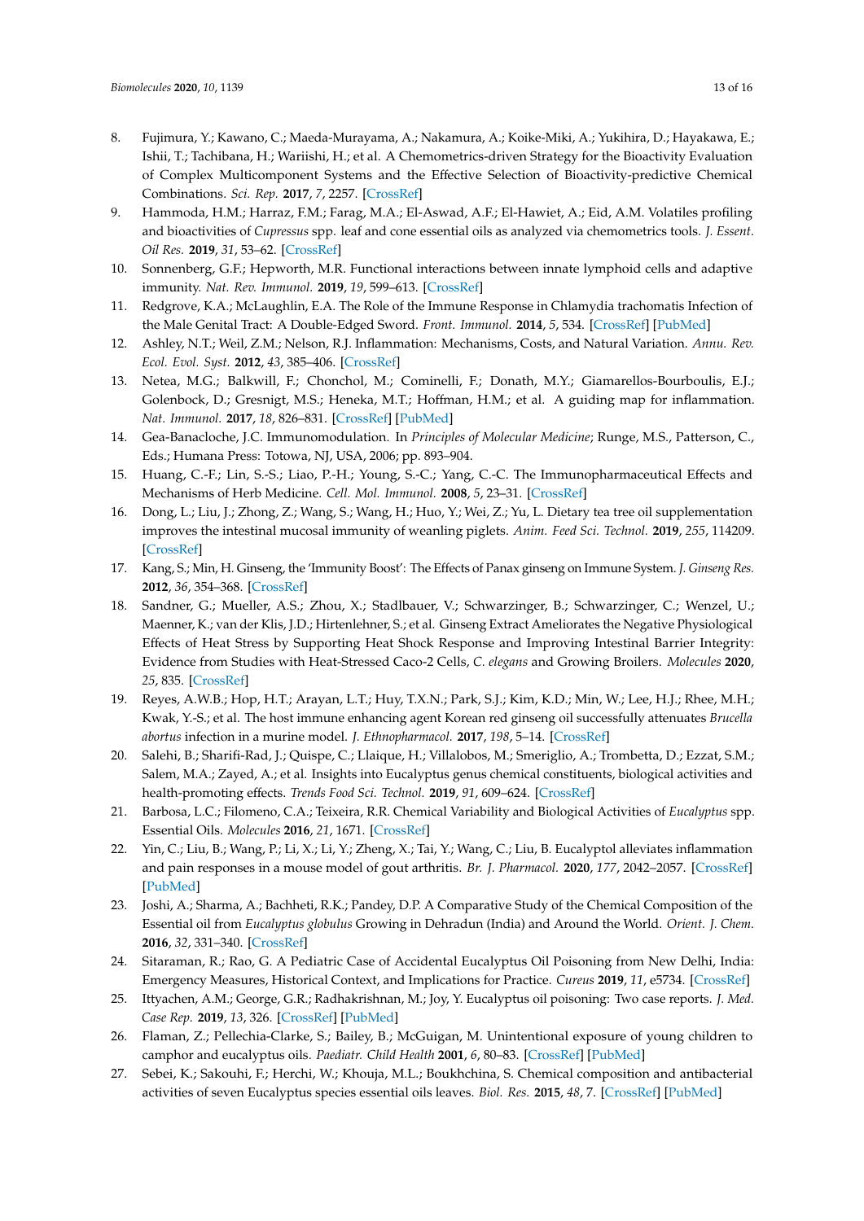8. Fujimura, Y.; Kawano, C.; Maeda-Murayama, A.; Nakamura, A.; Koike-Miki, A.; Yukihira, D.; Hayakawa, E.; Ishii, T.; Tachibana, H.; Wariishi, H.; et al. A Chemometrics-driven Strategy for the Bioactivity Evaluation of Complex Multicomponent Systems and the Effective Selection of Bioactivity-predictive Chemical Combinations. *Sci. Rep.* **2017**, *7*, 2257. [CrossRef]
9. Hammoda, H.M.; Harraz, F.M.; Farag, M.A.; El-Aswad, A.F.; El-Hawiet, A.; Eid, A.M. Volatiles profiling and bioactivities of *Cupressus* spp. leaf and cone essential oils as analyzed via chemometrics tools. *J. Essent. Oil Res.* **2019**, *31*, 53–62. [CrossRef]
10. Sonnenberg, G.F.; Hepworth, M.R. Functional interactions between innate lymphoid cells and adaptive immunity. *Nat. Rev. Immunol.* **2019**, *19*, 599–613. [CrossRef]
11. Redgrove, K.A.; McLaughlin, E.A. The Role of the Immune Response in Chlamydia trachomatis Infection of the Male Genital Tract: A Double-Edged Sword. *Front. Immunol.* **2014**, *5*, 534. [CrossRef] [PubMed]
12. Ashley, N.T.; Weil, Z.M.; Nelson, R.J. Inflammation: Mechanisms, Costs, and Natural Variation. *Annu. Rev. Ecol. Evol. Syst.* **2012**, *43*, 385–406. [CrossRef]
13. Netea, M.G.; Balkwill, F.; Chonchol, M.; Cominelli, F.; Donath, M.Y.; Giamarellos-Bourboulis, E.J.; Golenbock, D.; Gresnigt, M.S.; Heneka, M.T.; Hoffman, H.M.; et al. A guiding map for inflammation. *Nat. Immunol.* **2017**, *18*, 826–831. [CrossRef] [PubMed]
14. Gea-Banacloche, J.C. Immunomodulation. In *Principles of Molecular Medicine*; Runge, M.S., Patterson, C., Eds.; Humana Press: Totowa, NJ, USA, 2006; pp. 893–904.
15. Huang, C.-F.; Lin, S.-S.; Liao, P.-H.; Young, S.-C.; Yang, C.-C. The Immunopharmaceutical Effects and Mechanisms of Herb Medicine. *Cell. Mol. Immunol.* **2008**, *5*, 23–31. [CrossRef]
16. Dong, L.; Liu, J.; Zhong, Z.; Wang, S.; Wang, H.; Huo, Y.; Wei, Z.; Yu, L. Dietary tea tree oil supplementation improves the intestinal mucosal immunity of weanling piglets. *Anim. Feed Sci. Technol.* **2019**, *255*, 114209. [CrossRef]
17. Kang, S.; Min, H. Ginseng, the 'Immunity Boost': The Effects of Panax ginseng on Immune System. *J. Ginseng Res.* **2012**, *36*, 354–368. [CrossRef]
18. Sandner, G.; Mueller, A.S.; Zhou, X.; Stadlbauer, V.; Schwarzinger, B.; Schwarzinger, C.; Wenzel, U.; Maenner, K.; van der Klis, J.D.; Hirtenlehner, S.; et al. Ginseng Extract Ameliorates the Negative Physiological Effects of Heat Stress by Supporting Heat Shock Response and Improving Intestinal Barrier Integrity: Evidence from Studies with Heat-Stressed Caco-2 Cells, *C. elegans* and Growing Broilers. *Molecules* **2020**, *25*, 835. [CrossRef]
19. Reyes, A.W.B.; Hop, H.T.; Arayan, L.T.; Huy, T.X.N.; Park, S.J.; Kim, K.D.; Min, W.; Lee, H.J.; Rhee, M.H.; Kwak, Y.-S.; et al. The host immune enhancing agent Korean red ginseng oil successfully attenuates *Brucella abortus* infection in a murine model. *J. Ethnopharmacol.* **2017**, *198*, 5–14. [CrossRef]
20. Salehi, B.; Sharifi-Rad, J.; Quispe, C.; Llaique, H.; Villalobos, M.; Smeriglio, A.; Trombetta, D.; Ezzat, S.M.; Salem, M.A.; Zayed, A.; et al. Insights into Eucalyptus genus chemical constituents, biological activities and health-promoting effects. *Trends Food Sci. Technol.* **2019**, *91*, 609–624. [CrossRef]
21. Barbosa, L.C.; Filomeno, C.A.; Teixeira, R.R. Chemical Variability and Biological Activities of *Eucalyptus* spp. Essential Oils. *Molecules* **2016**, *21*, 1671. [CrossRef]
22. Yin, C.; Liu, B.; Wang, P.; Li, X.; Li, Y.; Zheng, X.; Tai, Y.; Wang, C.; Liu, B. Eucalyptol alleviates inflammation and pain responses in a mouse model of gout arthritis. *Br. J. Pharmacol.* **2020**, *177*, 2042–2057. [CrossRef] [PubMed]
23. Joshi, A.; Sharma, A.; Bachheti, R.K.; Pandey, D.P. A Comparative Study of the Chemical Composition of the Essential oil from *Eucalyptus globulus* Growing in Dehradun (India) and Around the World. *Orient. J. Chem.* **2016**, *32*, 331–340. [CrossRef]
24. Sitaraman, R.; Rao, G. A Pediatric Case of Accidental Eucalyptus Oil Poisoning from New Delhi, India: Emergency Measures, Historical Context, and Implications for Practice. *Cureus* **2019**, *11*, e5734. [CrossRef]
25. Ittyachen, A.M.; George, G.R.; Radhakrishnan, M.; Joy, Y. Eucalyptus oil poisoning: Two case reports. *J. Med. Case Rep.* **2019**, *13*, 326. [CrossRef] [PubMed]
26. Flaman, Z.; Pellechia-Clarke, S.; Bailey, B.; McGuigan, M. Unintentional exposure of young children to camphor and eucalyptus oils. *Paediatr. Child Health* **2001**, *6*, 80–83. [CrossRef] [PubMed]
27. Sebei, K.; Sakouhi, F.; Herchi, W.; Khouja, M.L.; Boukhchina, S. Chemical composition and antibacterial activities of seven Eucalyptus species essential oils leaves. *Biol. Res.* **2015**, *48*, 7. [CrossRef] [PubMed]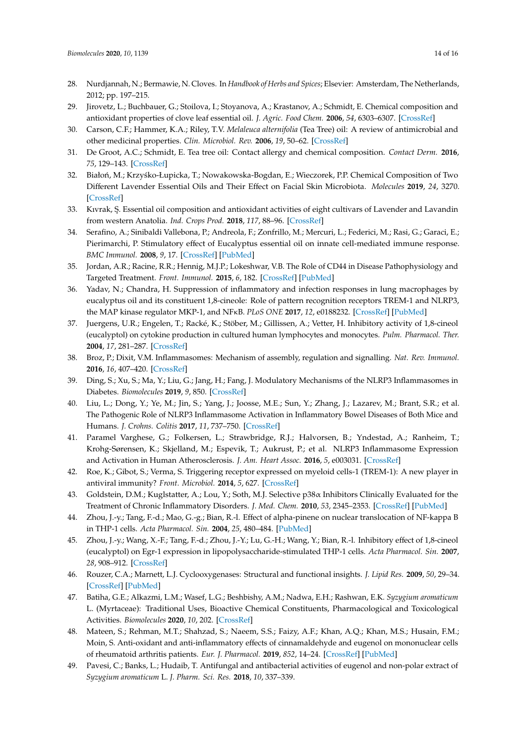28. Nurdjannah, N.; Bermawie, N. Cloves. In *Handbook of Herbs and Spices*; Elsevier: Amsterdam, The Netherlands, 2012; pp. 197–215.
29. Jirovetz, L.; Buchbauer, G.; Stoilova, I.; Stoyanova, A.; Krastanov, A.; Schmidt, E. Chemical composition and antioxidant properties of clove leaf essential oil. *J. Agric. Food Chem.* **2006**, *54*, 6303–6307. [CrossRef]
30. Carson, C.F.; Hammer, K.A.; Riley, T.V. *Melaleuca alternifolia* (Tea Tree) oil: A review of antimicrobial and other medicinal properties. *Clin. Microbiol. Rev.* **2006**, *19*, 50–62. [CrossRef]
31. De Groot, A.C.; Schmidt, E. Tea tree oil: Contact allergy and chemical composition. *Contact Derm.* **2016**, *75*, 129–143. [CrossRef]
32. Białoń, M.; Krzyśko-Łupicka, T.; Nowakowska-Bogdan, E.; Wieczorek, P.P. Chemical Composition of Two Different Lavender Essential Oils and Their Effect on Facial Skin Microbiota. *Molecules* **2019**, *24*, 3270. [CrossRef]
33. Kıvrak, Ş. Essential oil composition and antioxidant activities of eight cultivars of Lavender and Lavandin from western Anatolia. *Ind. Crops Prod.* **2018**, *117*, 88–96. [CrossRef]
34. Serafino, A.; Sinibaldi Vallebona, P.; Andreola, F.; Zonfrillo, M.; Mercuri, L.; Federici, M.; Rasi, G.; Garaci, E.; Pierimarchi, P. Stimulatory effect of Eucalyptus essential oil on innate cell-mediated immune response. *BMC Immunol.* **2008**, *9*, 17. [CrossRef] [PubMed]
35. Jordan, A.R.; Racine, R.R.; Hennig, M.J.P.; Lokeshwar, V.B. The Role of CD44 in Disease Pathophysiology and Targeted Treatment. *Front. Immunol.* **2015**, *6*, 182. [CrossRef] [PubMed]
36. Yadav, N.; Chandra, H. Suppression of inflammatory and infection responses in lung macrophages by eucalyptus oil and its constituent 1,8-cineole: Role of pattern recognition receptors TREM-1 and NLRP3, the MAP kinase regulator MKP-1, and NFκB. *PLoS ONE* **2017**, *12*, e0188232. [CrossRef] [PubMed]
37. Juergens, U.R.; Engelen, T.; Racké, K.; Stöber, M.; Gillissen, A.; Vetter, H. Inhibitory activity of 1,8-cineol (eucalyptol) on cytokine production in cultured human lymphocytes and monocytes. *Pulm. Pharmacol. Ther.* **2004**, *17*, 281–287. [CrossRef]
38. Broz, P.; Dixit, V.M. Inflammasomes: Mechanism of assembly, regulation and signalling. *Nat. Rev. Immunol.* **2016**, *16*, 407–420. [CrossRef]
39. Ding, S.; Xu, S.; Ma, Y.; Liu, G.; Jang, H.; Fang, J. Modulatory Mechanisms of the NLRP3 Inflammasomes in Diabetes. *Biomolecules* **2019**, *9*, 850. [CrossRef]
40. Liu, L.; Dong, Y.; Ye, M.; Jin, S.; Yang, J.; Joosse, M.E.; Sun, Y.; Zhang, J.; Lazarev, M.; Brant, S.R.; et al. The Pathogenic Role of NLRP3 Inflammasome Activation in Inflammatory Bowel Diseases of Both Mice and Humans. *J. Crohns. Colitis* **2017**, *11*, 737–750. [CrossRef]
41. Paramel Varghese, G.; Folkersen, L.; Strawbridge, R.J.; Halvorsen, B.; Yndestad, A.; Ranheim, T.; Krohg-Sørensen, K.; Skjelland, M.; Espevik, T.; Aukrust, P.; et al. NLRP3 Inflammasome Expression and Activation in Human Atherosclerosis. *J. Am. Heart Assoc.* **2016**, *5*, e003031. [CrossRef]
42. Roe, K.; Gibot, S.; Verma, S. Triggering receptor expressed on myeloid cells-1 (TREM-1): A new player in antiviral immunity? *Front. Microbiol.* **2014**, *5*, 627. [CrossRef]
43. Goldstein, D.M.; Kuglstatter, A.; Lou, Y.; Soth, M.J. Selective p38α Inhibitors Clinically Evaluated for the Treatment of Chronic Inflammatory Disorders. *J. Med. Chem.* **2010**, *53*, 2345–2353. [CrossRef] [PubMed]
44. Zhou, J.-y.; Tang, F.-d.; Mao, G.-g.; Bian, R.-l. Effect of alpha-pinene on nuclear translocation of NF-kappa B in THP-1 cells. *Acta Pharmacol. Sin.* **2004**, *25*, 480–484. [PubMed]
45. Zhou, J.-y.; Wang, X.-F.; Tang, F.-d.; Zhou, J.-Y.; Lu, G.-H.; Wang, Y.; Bian, R.-l. Inhibitory effect of 1,8-cineol (eucalyptol) on Egr-1 expression in lipopolysaccharide-stimulated THP-1 cells. *Acta Pharmacol. Sin.* **2007**, *28*, 908–912. [CrossRef]
46. Rouzer, C.A.; Marnett, L.J. Cyclooxygenases: Structural and functional insights. *J. Lipid Res.* **2009**, *50*, 29–34. [CrossRef] [PubMed]
47. Batiha, G.E.; Alkazmi, L.M.; Wasef, L.G.; Beshbishy, A.M.; Nadwa, E.H.; Rashwan, E.K. *Syzygium aromaticum* L. (Myrtaceae): Traditional Uses, Bioactive Chemical Constituents, Pharmacological and Toxicological Activities. *Biomolecules* **2020**, *10*, 202. [CrossRef]
48. Mateen, S.; Rehman, M.T.; Shahzad, S.; Naeem, S.S.; Faizy, A.F.; Khan, A.Q.; Khan, M.S.; Husain, F.M.; Moin, S. Anti-oxidant and anti-inflammatory effects of cinnamaldehyde and eugenol on mononuclear cells of rheumatoid arthritis patients. *Eur. J. Pharmacol.* **2019**, *852*, 14–24. [CrossRef] [PubMed]
49. Pavesi, C.; Banks, L.; Hudaib, T. Antifungal and antibacterial activities of eugenol and non-polar extract of *Syzygium aromaticum* L. *J. Pharm. Sci. Res.* **2018**, *10*, 337–339.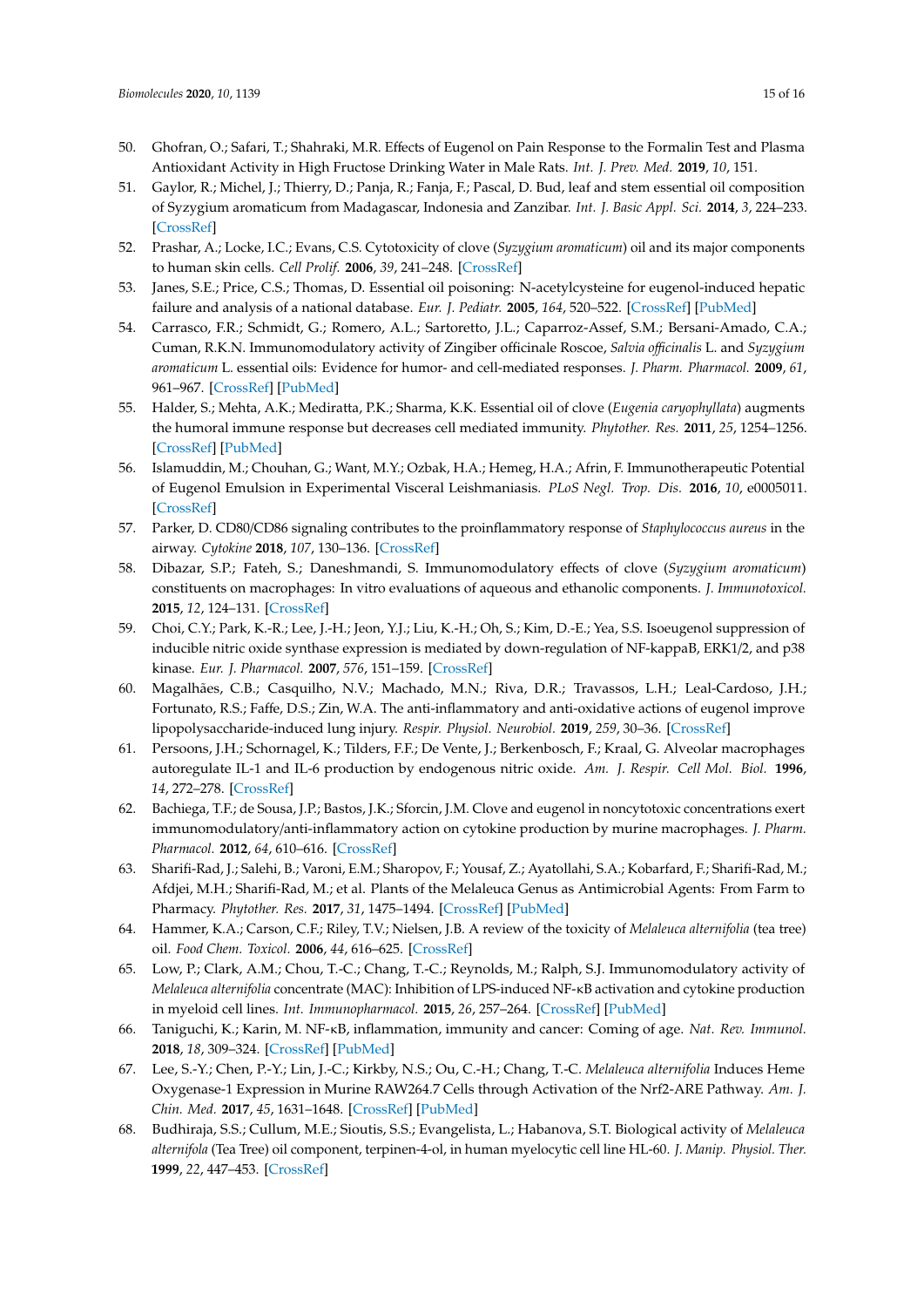50. Ghofran, O.; Safari, T.; Shahraki, M.R. Effects of Eugenol on Pain Response to the Formalin Test and Plasma Antioxidant Activity in High Fructose Drinking Water in Male Rats. *Int. J. Prev. Med.* **2019**, *10*, 151.
51. Gaylor, R.; Michel, J.; Thierry, D.; Panja, R.; Fanja, F.; Pascal, D. Bud, leaf and stem essential oil composition of Syzygium aromaticum from Madagascar, Indonesia and Zanzibar. *Int. J. Basic Appl. Sci.* **2014**, *3*, 224–233. [CrossRef]
52. Prashar, A.; Locke, I.C.; Evans, C.S. Cytotoxicity of clove (*Syzygium aromaticum*) oil and its major components to human skin cells. *Cell Prolif.* **2006**, *39*, 241–248. [CrossRef]
53. Janes, S.E.; Price, C.S.; Thomas, D. Essential oil poisoning: N-acetylcysteine for eugenol-induced hepatic failure and analysis of a national database. *Eur. J. Pediatr.* **2005**, *164*, 520–522. [CrossRef] [PubMed]
54. Carrasco, F.R.; Schmidt, G.; Romero, A.L.; Sartoretto, J.L.; Caparroz-Assef, S.M.; Bersani-Amado, C.A.; Cuman, R.K.N. Immunomodulatory activity of Zingiber officinale Roscoe, *Salvia officinalis* L. and *Syzygium aromaticum* L. essential oils: Evidence for humor- and cell-mediated responses. *J. Pharm. Pharmacol.* **2009**, *61*, 961–967. [CrossRef] [PubMed]
55. Halder, S.; Mehta, A.K.; Mediratta, P.K.; Sharma, K.K. Essential oil of clove (*Eugenia caryophyllata*) augments the humoral immune response but decreases cell mediated immunity. *Phytother. Res.* **2011**, *25*, 1254–1256. [CrossRef] [PubMed]
56. Islamuddin, M.; Chouhan, G.; Want, M.Y.; Ozbak, H.A.; Hemeg, H.A.; Afrin, F. Immunotherapeutic Potential of Eugenol Emulsion in Experimental Visceral Leishmaniasis. *PLoS Negl. Trop. Dis.* **2016**, *10*, e0005011. [CrossRef]
57. Parker, D. CD80/CD86 signaling contributes to the proinflammatory response of *Staphylococcus aureus* in the airway. *Cytokine* **2018**, *107*, 130–136. [CrossRef]
58. Dibazar, S.P.; Fateh, S.; Daneshmandi, S. Immunomodulatory effects of clove (*Syzygium aromaticum*) constituents on macrophages: In vitro evaluations of aqueous and ethanolic components. *J. Immunotoxicol.* **2015**, *12*, 124–131. [CrossRef]
59. Choi, C.Y.; Park, K.-R.; Lee, J.-H.; Jeon, Y.J.; Liu, K.-H.; Oh, S.; Kim, D.-E.; Yea, S.S. Isoeugenol suppression of inducible nitric oxide synthase expression is mediated by down-regulation of NF-kappaB, ERK1/2, and p38 kinase. *Eur. J. Pharmacol.* **2007**, *576*, 151–159. [CrossRef]
60. Magalhães, C.B.; Casquilho, N.V.; Machado, M.N.; Riva, D.R.; Travassos, L.H.; Leal-Cardoso, J.H.; Fortunato, R.S.; Faffe, D.S.; Zin, W.A. The anti-inflammatory and anti-oxidative actions of eugenol improve lipopolysaccharide-induced lung injury. *Respir. Physiol. Neurobiol.* **2019**, *259*, 30–36. [CrossRef]
61. Persoons, J.H.; Schornagel, K.; Tilders, F.F.; De Vente, J.; Berkenbosch, F.; Kraal, G. Alveolar macrophages autoregulate IL-1 and IL-6 production by endogenous nitric oxide. *Am. J. Respir. Cell Mol. Biol.* **1996**, *14*, 272–278. [CrossRef]
62. Bachiega, T.F.; de Sousa, J.P.; Bastos, J.K.; Sforcin, J.M. Clove and eugenol in noncytotoxic concentrations exert immunomodulatory/anti-inflammatory action on cytokine production by murine macrophages. *J. Pharm. Pharmacol.* **2012**, *64*, 610–616. [CrossRef]
63. Sharifi-Rad, J.; Salehi, B.; Varoni, E.M.; Sharopov, F.; Yousaf, Z.; Ayatollahi, S.A.; Kobarfard, F.; Sharifi-Rad, M.; Afdjei, M.H.; Sharifi-Rad, M.; et al. Plants of the Melaleuca Genus as Antimicrobial Agents: From Farm to Pharmacy. *Phytother. Res.* **2017**, *31*, 1475–1494. [CrossRef] [PubMed]
64. Hammer, K.A.; Carson, C.F.; Riley, T.V.; Nielsen, J.B. A review of the toxicity of *Melaleuca alternifolia* (tea tree) oil. *Food Chem. Toxicol.* **2006**, *44*, 616–625. [CrossRef]
65. Low, P.; Clark, A.M.; Chou, T.-C.; Chang, T.-C.; Reynolds, M.; Ralph, S.J. Immunomodulatory activity of *Melaleuca alternifolia* concentrate (MAC): Inhibition of LPS-induced NF-κB activation and cytokine production in myeloid cell lines. *Int. Immunopharmacol.* **2015**, *26*, 257–264. [CrossRef] [PubMed]
66. Taniguchi, K.; Karin, M. NF-κB, inflammation, immunity and cancer: Coming of age. *Nat. Rev. Immunol.* **2018**, *18*, 309–324. [CrossRef] [PubMed]
67. Lee, S.-Y.; Chen, P.-Y.; Lin, J.-C.; Kirkby, N.S.; Ou, C.-H.; Chang, T.-C. *Melaleuca alternifolia* Induces Heme Oxygenase-1 Expression in Murine RAW264.7 Cells through Activation of the Nrf2-ARE Pathway. *Am. J. Chin. Med.* **2017**, *45*, 1631–1648. [CrossRef] [PubMed]
68. Budhiraja, S.S.; Cullum, M.E.; Sioutis, S.S.; Evangelista, L.; Habanova, S.T. Biological activity of *Melaleuca alternifola* (Tea Tree) oil component, terpinen-4-ol, in human myelocytic cell line HL-60. *J. Manip. Physiol. Ther.* **1999**, *22*, 447–453. [CrossRef]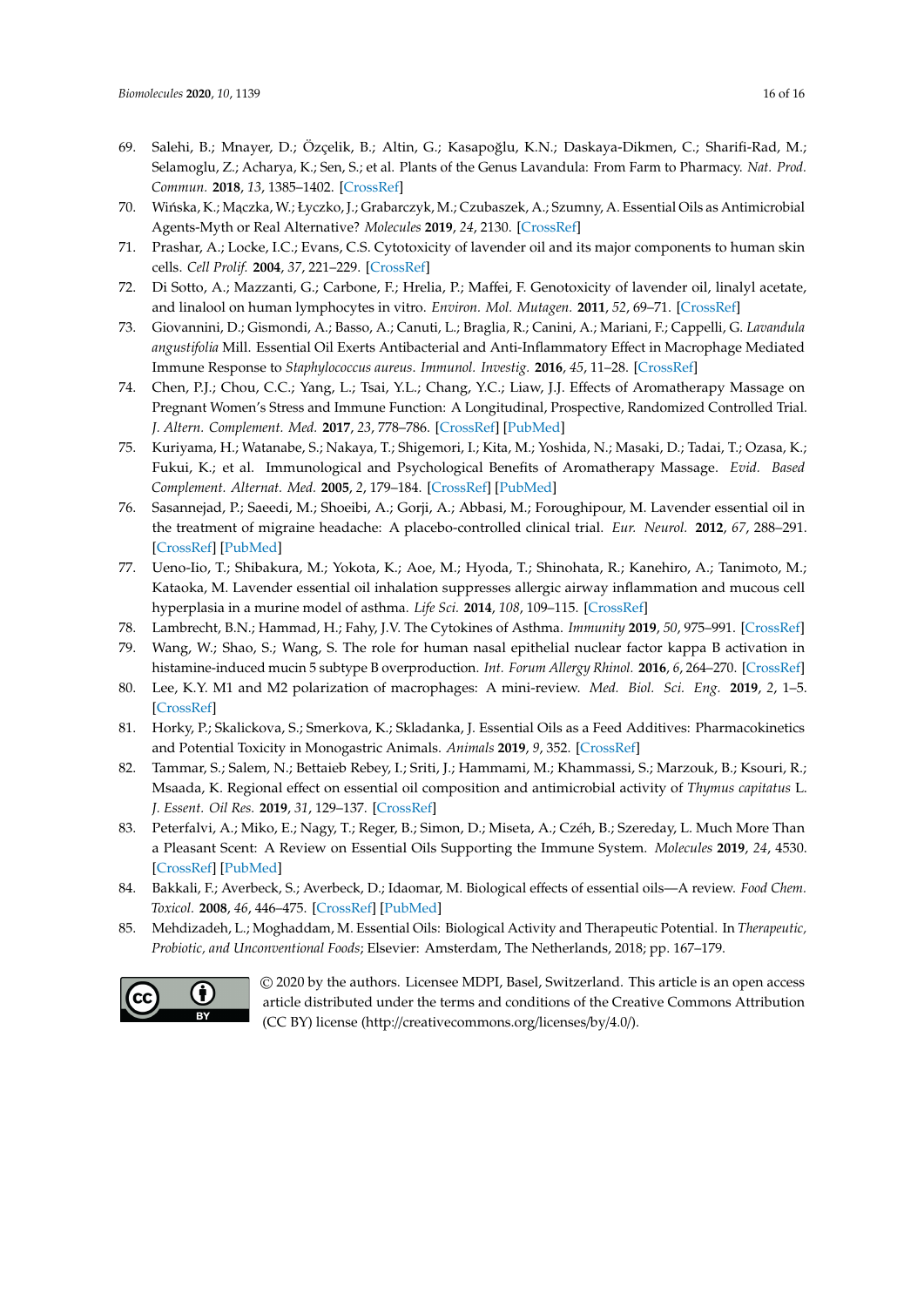69. Salehi, B.; Mnayer, D.; Özçelik, B.; Altin, G.; Kasapoğlu, K.N.; Daskaya-Dikmen, C.; Sharifi-Rad, M.; Selamoglu, Z.; Acharya, K.; Sen, S.; et al. Plants of the Genus Lavandula: From Farm to Pharmacy. *Nat. Prod. Commun.* **2018**, *13*, 1385–1402. [CrossRef]
70. Wińska, K.; Mączka, W.; Łyczko, J.; Grabarczyk, M.; Czubaszek, A.; Szumny, A. Essential Oils as Antimicrobial Agents-Myth or Real Alternative? *Molecules* **2019**, *24*, 2130. [CrossRef]
71. Prashar, A.; Locke, I.C.; Evans, C.S. Cytotoxicity of lavender oil and its major components to human skin cells. *Cell Prolif.* **2004**, *37*, 221–229. [CrossRef]
72. Di Sotto, A.; Mazzanti, G.; Carbone, F.; Hrelia, P.; Maffei, F. Genotoxicity of lavender oil, linalyl acetate, and linalool on human lymphocytes in vitro. *Environ. Mol. Mutagen.* **2011**, *52*, 69–71. [CrossRef]
73. Giovannini, D.; Gismondi, A.; Basso, A.; Canuti, L.; Braglia, R.; Canini, A.; Mariani, F.; Cappelli, G. *Lavandula angustifolia* Mill. Essential Oil Exerts Antibacterial and Anti-Inflammatory Effect in Macrophage Mediated Immune Response to *Staphylococcus aureus*. *Immunol. Investig.* **2016**, *45*, 11–28. [CrossRef]
74. Chen, P.J.; Chou, C.C.; Yang, L.; Tsai, Y.L.; Chang, Y.C.; Liaw, J.J. Effects of Aromatherapy Massage on Pregnant Women's Stress and Immune Function: A Longitudinal, Prospective, Randomized Controlled Trial. *J. Altern. Complement. Med.* **2017**, *23*, 778–786. [CrossRef] [PubMed]
75. Kuriyama, H.; Watanabe, S.; Nakaya, T.; Shigemori, I.; Kita, M.; Yoshida, N.; Masaki, D.; Tadai, T.; Ozasa, K.; Fukui, K.; et al. Immunological and Psychological Benefits of Aromatherapy Massage. *Evid. Based Complement. Alternat. Med.* **2005**, *2*, 179–184. [CrossRef] [PubMed]
76. Sasannejad, P.; Saeedi, M.; Shoeibi, A.; Gorji, A.; Abbasi, M.; Foroughipour, M. Lavender essential oil in the treatment of migraine headache: A placebo-controlled clinical trial. *Eur. Neurol.* **2012**, *67*, 288–291. [CrossRef] [PubMed]
77. Ueno-Iio, T.; Shibakura, M.; Yokota, K.; Aoe, M.; Hyoda, T.; Shinohata, R.; Kanehiro, A.; Tanimoto, M.; Kataoka, M. Lavender essential oil inhalation suppresses allergic airway inflammation and mucous cell hyperplasia in a murine model of asthma. *Life Sci.* **2014**, *108*, 109–115. [CrossRef]
78. Lambrecht, B.N.; Hammad, H.; Fahy, J.V. The Cytokines of Asthma. *Immunity* **2019**, *50*, 975–991. [CrossRef]
79. Wang, W.; Shao, S.; Wang, S. The role for human nasal epithelial nuclear factor kappa B activation in histamine-induced mucin 5 subtype B overproduction. *Int. Forum Allergy Rhinol.* **2016**, *6*, 264–270. [CrossRef]
80. Lee, K.Y. M1 and M2 polarization of macrophages: A mini-review. *Med. Biol. Sci. Eng.* **2019**, *2*, 1–5. [CrossRef]
81. Horky, P.; Skalickova, S.; Smerkova, K.; Skladanka, J. Essential Oils as a Feed Additives: Pharmacokinetics and Potential Toxicity in Monogastric Animals. *Animals* **2019**, *9*, 352. [CrossRef]
82. Tammar, S.; Salem, N.; Bettaieb Rebey, I.; Sriti, J.; Hammami, M.; Khammassi, S.; Marzouk, B.; Ksouri, R.; Msaada, K. Regional effect on essential oil composition and antimicrobial activity of *Thymus capitatus* L. *J. Essent. Oil Res.* **2019**, *31*, 129–137. [CrossRef]
83. Peterfalvi, A.; Miko, E.; Nagy, T.; Reger, B.; Simon, D.; Miseta, A.; Czéh, B.; Szereday, L. Much More Than a Pleasant Scent: A Review on Essential Oils Supporting the Immune System. *Molecules* **2019**, *24*, 4530. [CrossRef] [PubMed]
84. Bakkali, F.; Averbeck, S.; Averbeck, D.; Idaomar, M. Biological effects of essential oils—A review. *Food Chem. Toxicol.* **2008**, *46*, 446–475. [CrossRef] [PubMed]
85. Mehdizadeh, L.; Moghaddam, M. Essential Oils: Biological Activity and Therapeutic Potential. In *Therapeutic, Probiotic, and Unconventional Foods*; Elsevier: Amsterdam, The Netherlands, 2018; pp. 167–179.

© 2020 by the authors. Licensee MDPI, Basel, Switzerland. This article is an open access article distributed under the terms and conditions of the Creative Commons Attribution (CC BY) license (http://creativecommons.org/licenses/by/4.0/).